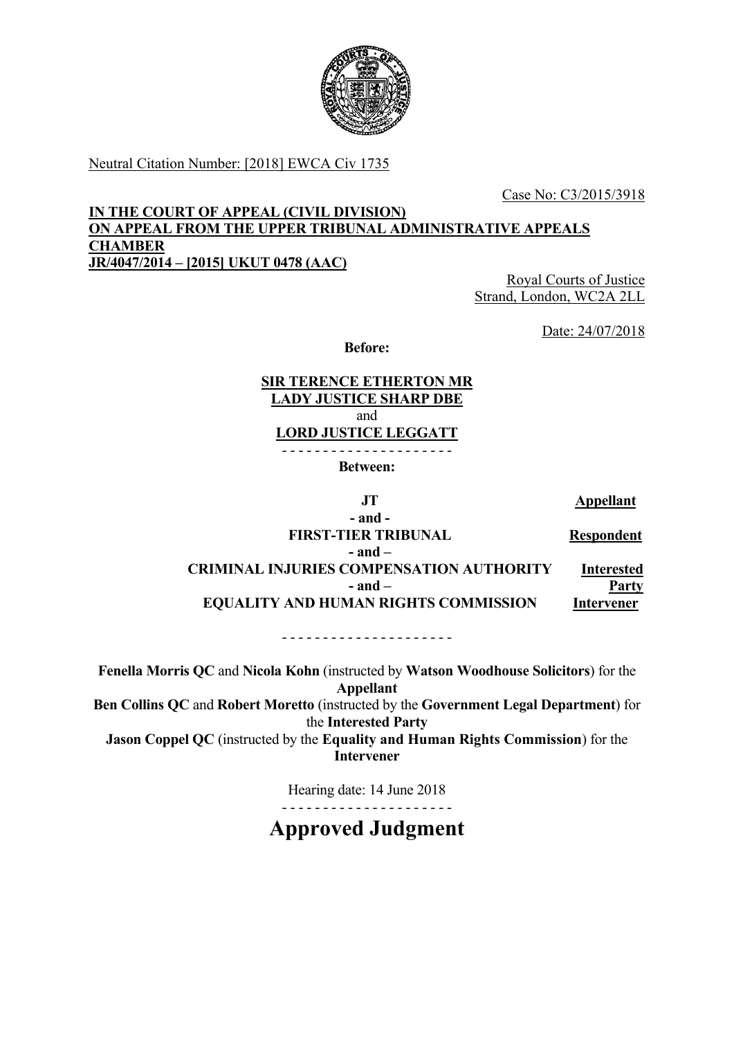Neutral Citation Number: [2018] EWCA Civ 1735

Case No: C3/2015/3918

**IN THE COURT OF APPEAL (CIVIL DIVISION)**
**ON APPEAL FROM THE UPPER TRIBUNAL ADMINISTRATIVE APPEALS CHAMBER**
**JR/4047/2014 – [2015] UKUT 0478 (AAC)**

Royal Courts of Justice
Strand, London, WC2A 2LL

Date: 24/07/2018

**Before:**

**SIR TERENCE ETHERTON MR**
**LADY JUSTICE SHARP DBE**
and
**LORD JUSTICE LEGGATT**

- - - - - - - - - - - - - - - - - - - - -

**Between:**

| | |
|---|---|
| **JT** | **Appellant** |
| **- and -** | |
| **FIRST-TIER TRIBUNAL** | **Respondent** |
| **- and –** | |
| **CRIMINAL INJURIES COMPENSATION AUTHORITY** | **Interested Party** |
| **- and –** | |
| **EQUALITY AND HUMAN RIGHTS COMMISSION** | **Intervener** |

- - - - - - - - - - - - - - - - - - - - -

**Fenella Morris QC** and **Nicola Kohn** (instructed by **Watson Woodhouse Solicitors**) for the **Appellant**
**Ben Collins QC** and **Robert Moretto** (instructed by the **Government Legal Department**) for the **Interested Party**
**Jason Coppel QC** (instructed by the **Equality and Human Rights Commission**) for the **Intervener**

Hearing date: 14 June 2018

- - - - - - - - - - - - - - - - - - - - -

# Approved Judgment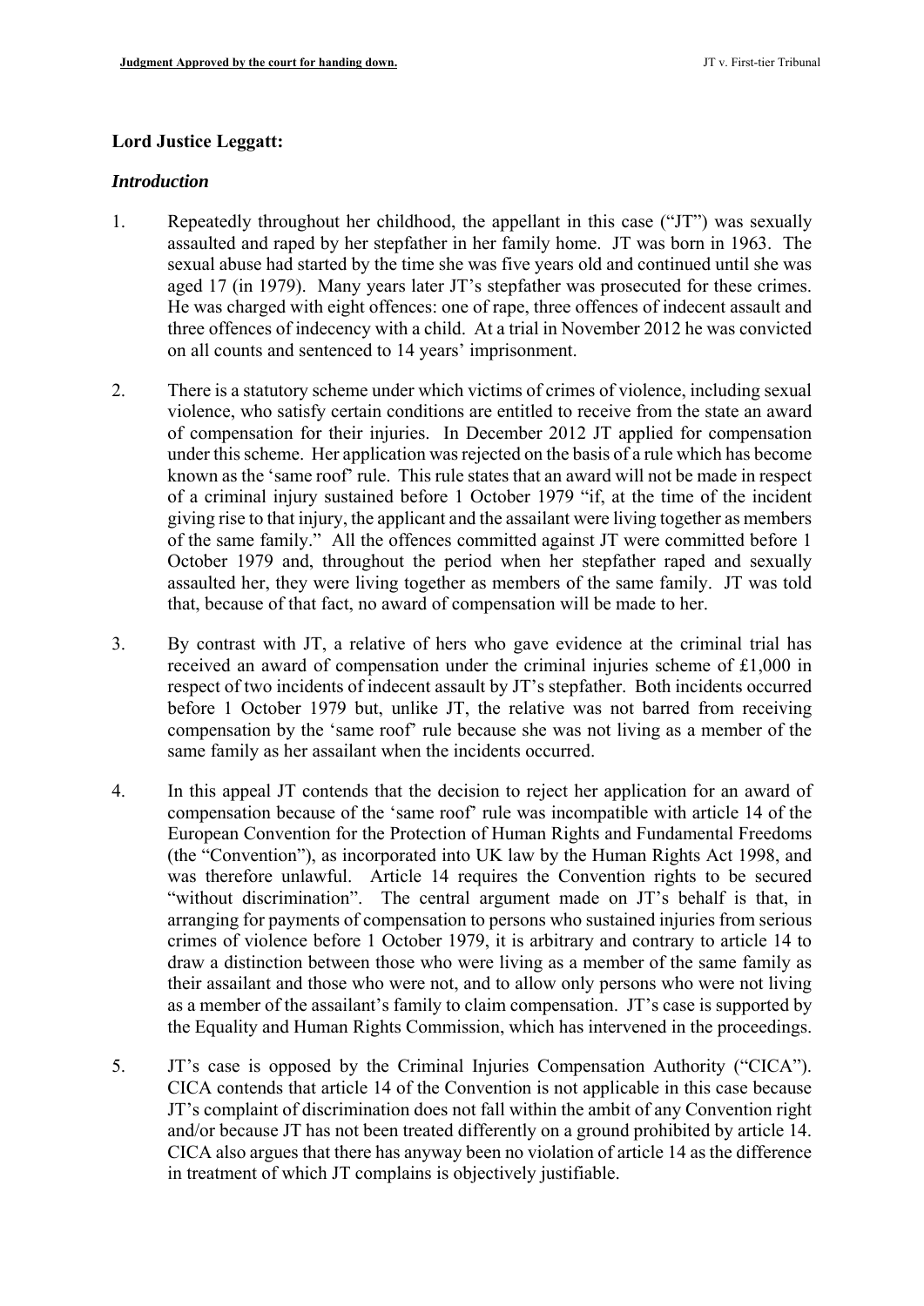**Lord Justice Leggatt:**

***Introduction***

1. Repeatedly throughout her childhood, the appellant in this case ("JT") was sexually assaulted and raped by her stepfather in her family home. JT was born in 1963. The sexual abuse had started by the time she was five years old and continued until she was aged 17 (in 1979). Many years later JT's stepfather was prosecuted for these crimes. He was charged with eight offences: one of rape, three offences of indecent assault and three offences of indecency with a child. At a trial in November 2012 he was convicted on all counts and sentenced to 14 years' imprisonment.

2. There is a statutory scheme under which victims of crimes of violence, including sexual violence, who satisfy certain conditions are entitled to receive from the state an award of compensation for their injuries. In December 2012 JT applied for compensation under this scheme. Her application was rejected on the basis of a rule which has become known as the 'same roof' rule. This rule states that an award will not be made in respect of a criminal injury sustained before 1 October 1979 "if, at the time of the incident giving rise to that injury, the applicant and the assailant were living together as members of the same family." All the offences committed against JT were committed before 1 October 1979 and, throughout the period when her stepfather raped and sexually assaulted her, they were living together as members of the same family. JT was told that, because of that fact, no award of compensation will be made to her.

3. By contrast with JT, a relative of hers who gave evidence at the criminal trial has received an award of compensation under the criminal injuries scheme of £1,000 in respect of two incidents of indecent assault by JT's stepfather. Both incidents occurred before 1 October 1979 but, unlike JT, the relative was not barred from receiving compensation by the 'same roof' rule because she was not living as a member of the same family as her assailant when the incidents occurred.

4. In this appeal JT contends that the decision to reject her application for an award of compensation because of the 'same roof' rule was incompatible with article 14 of the European Convention for the Protection of Human Rights and Fundamental Freedoms (the "Convention"), as incorporated into UK law by the Human Rights Act 1998, and was therefore unlawful. Article 14 requires the Convention rights to be secured "without discrimination". The central argument made on JT's behalf is that, in arranging for payments of compensation to persons who sustained injuries from serious crimes of violence before 1 October 1979, it is arbitrary and contrary to article 14 to draw a distinction between those who were living as a member of the same family as their assailant and those who were not, and to allow only persons who were not living as a member of the assailant's family to claim compensation. JT's case is supported by the Equality and Human Rights Commission, which has intervened in the proceedings.

5. JT's case is opposed by the Criminal Injuries Compensation Authority ("CICA"). CICA contends that article 14 of the Convention is not applicable in this case because JT's complaint of discrimination does not fall within the ambit of any Convention right and/or because JT has not been treated differently on a ground prohibited by article 14. CICA also argues that there has anyway been no violation of article 14 as the difference in treatment of which JT complains is objectively justifiable.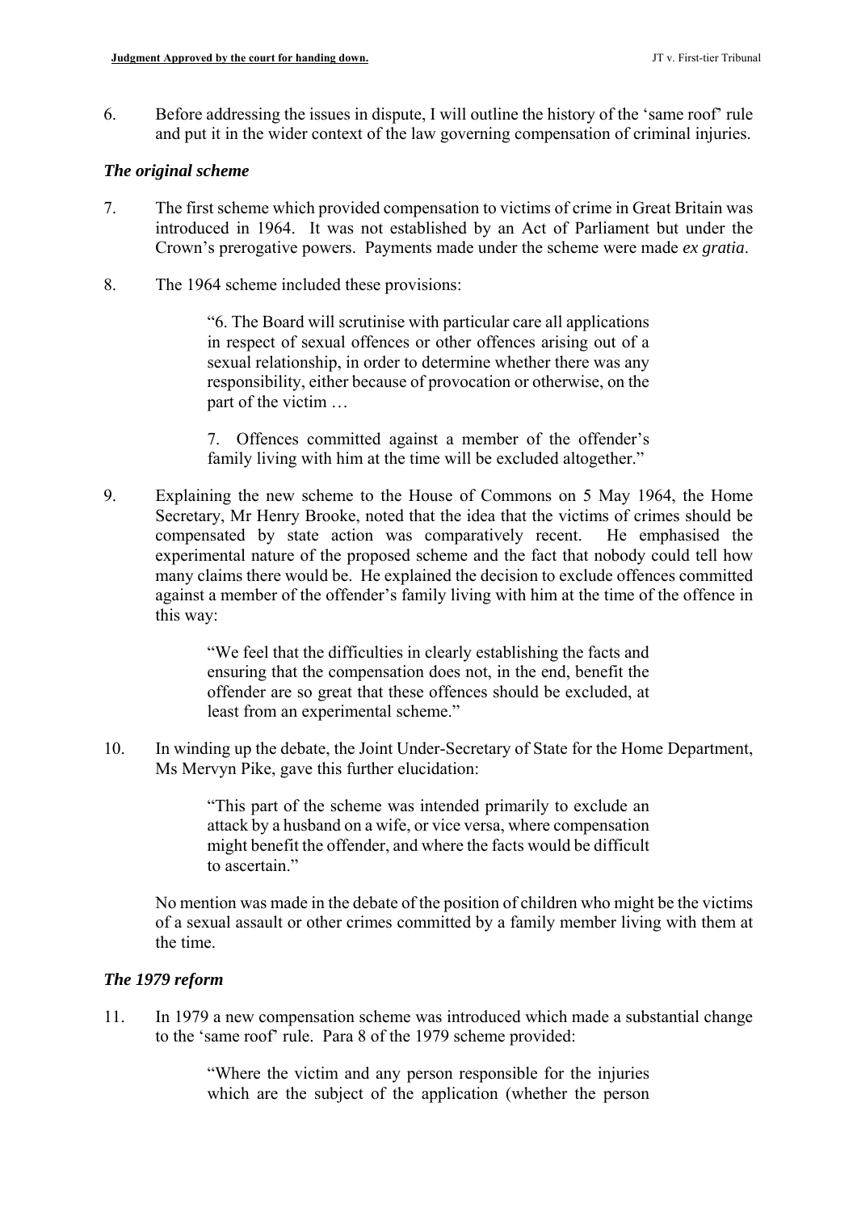6. Before addressing the issues in dispute, I will outline the history of the 'same roof' rule and put it in the wider context of the law governing compensation of criminal injuries.

### *The original scheme*

7. The first scheme which provided compensation to victims of crime in Great Britain was introduced in 1964. It was not established by an Act of Parliament but under the Crown's prerogative powers. Payments made under the scheme were made *ex gratia*.

8. The 1964 scheme included these provisions:

> "6. The Board will scrutinise with particular care all applications in respect of sexual offences or other offences arising out of a sexual relationship, in order to determine whether there was any responsibility, either because of provocation or otherwise, on the part of the victim …
>
> 7. Offences committed against a member of the offender's family living with him at the time will be excluded altogether."

9. Explaining the new scheme to the House of Commons on 5 May 1964, the Home Secretary, Mr Henry Brooke, noted that the idea that the victims of crimes should be compensated by state action was comparatively recent. He emphasised the experimental nature of the proposed scheme and the fact that nobody could tell how many claims there would be. He explained the decision to exclude offences committed against a member of the offender's family living with him at the time of the offence in this way:

> "We feel that the difficulties in clearly establishing the facts and ensuring that the compensation does not, in the end, benefit the offender are so great that these offences should be excluded, at least from an experimental scheme."

10. In winding up the debate, the Joint Under-Secretary of State for the Home Department, Ms Mervyn Pike, gave this further elucidation:

> "This part of the scheme was intended primarily to exclude an attack by a husband on a wife, or vice versa, where compensation might benefit the offender, and where the facts would be difficult to ascertain."

No mention was made in the debate of the position of children who might be the victims of a sexual assault or other crimes committed by a family member living with them at the time.

### *The 1979 reform*

11. In 1979 a new compensation scheme was introduced which made a substantial change to the 'same roof' rule. Para 8 of the 1979 scheme provided:

> "Where the victim and any person responsible for the injuries which are the subject of the application (whether the person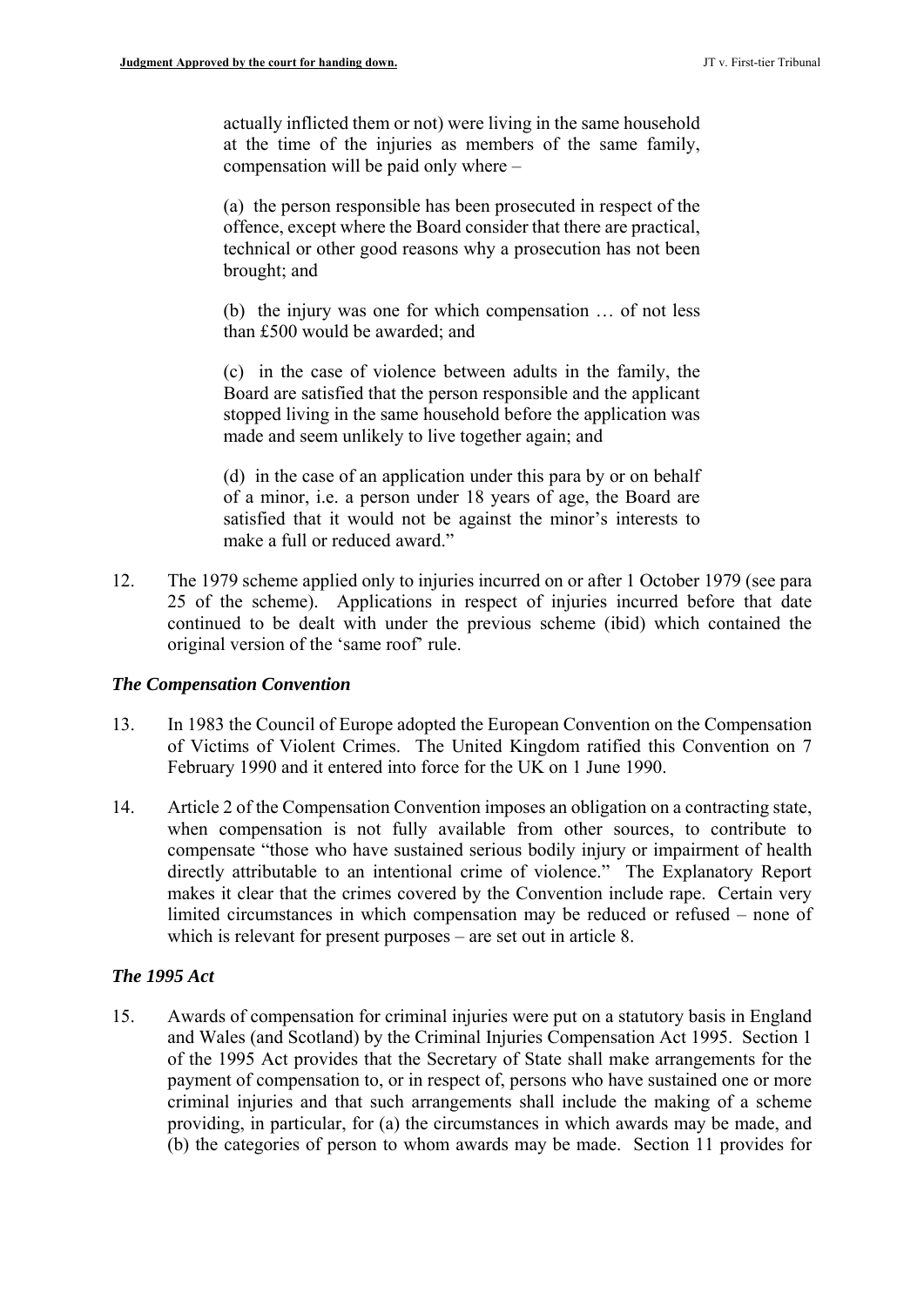> actually inflicted them or not) were living in the same household at the time of the injuries as members of the same family, compensation will be paid only where –
>
> (a) the person responsible has been prosecuted in respect of the offence, except where the Board consider that there are practical, technical or other good reasons why a prosecution has not been brought; and
>
> (b) the injury was one for which compensation … of not less than £500 would be awarded; and
>
> (c) in the case of violence between adults in the family, the Board are satisfied that the person responsible and the applicant stopped living in the same household before the application was made and seem unlikely to live together again; and
>
> (d) in the case of an application under this para by or on behalf of a minor, i.e. a person under 18 years of age, the Board are satisfied that it would not be against the minor's interests to make a full or reduced award."

12. The 1979 scheme applied only to injuries incurred on or after 1 October 1979 (see para 25 of the scheme). Applications in respect of injuries incurred before that date continued to be dealt with under the previous scheme (ibid) which contained the original version of the 'same roof' rule.

### *The Compensation Convention*

13. In 1983 the Council of Europe adopted the European Convention on the Compensation of Victims of Violent Crimes. The United Kingdom ratified this Convention on 7 February 1990 and it entered into force for the UK on 1 June 1990.

14. Article 2 of the Compensation Convention imposes an obligation on a contracting state, when compensation is not fully available from other sources, to contribute to compensate "those who have sustained serious bodily injury or impairment of health directly attributable to an intentional crime of violence." The Explanatory Report makes it clear that the crimes covered by the Convention include rape. Certain very limited circumstances in which compensation may be reduced or refused – none of which is relevant for present purposes – are set out in article 8.

### *The 1995 Act*

15. Awards of compensation for criminal injuries were put on a statutory basis in England and Wales (and Scotland) by the Criminal Injuries Compensation Act 1995. Section 1 of the 1995 Act provides that the Secretary of State shall make arrangements for the payment of compensation to, or in respect of, persons who have sustained one or more criminal injuries and that such arrangements shall include the making of a scheme providing, in particular, for (a) the circumstances in which awards may be made, and (b) the categories of person to whom awards may be made. Section 11 provides for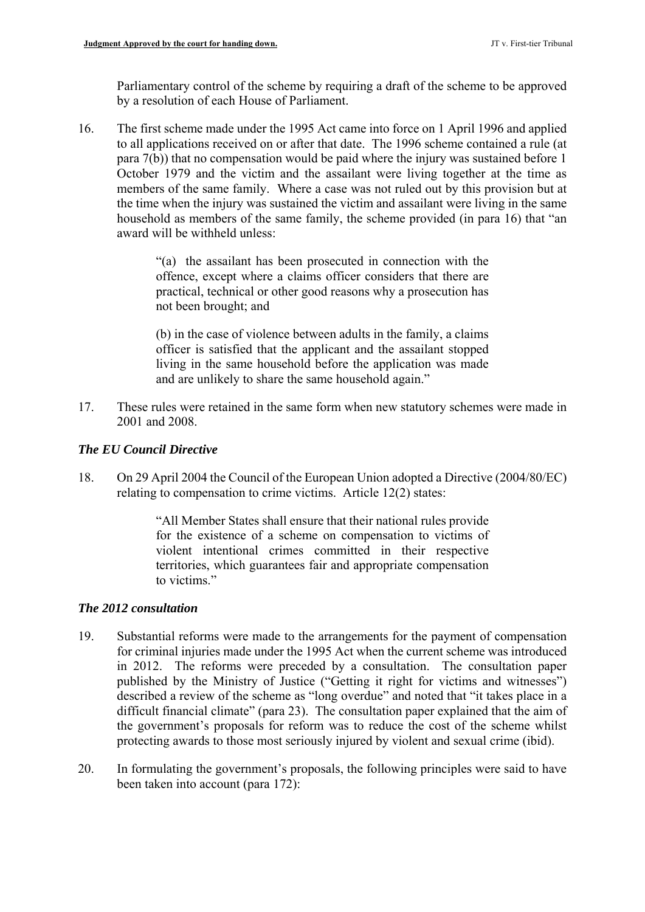Parliamentary control of the scheme by requiring a draft of the scheme to be approved by a resolution of each House of Parliament.

16. The first scheme made under the 1995 Act came into force on 1 April 1996 and applied to all applications received on or after that date. The 1996 scheme contained a rule (at para 7(b)) that no compensation would be paid where the injury was sustained before 1 October 1979 and the victim and the assailant were living together at the time as members of the same family. Where a case was not ruled out by this provision but at the time when the injury was sustained the victim and assailant were living in the same household as members of the same family, the scheme provided (in para 16) that "an award will be withheld unless:

> "(a) the assailant has been prosecuted in connection with the offence, except where a claims officer considers that there are practical, technical or other good reasons why a prosecution has not been brought; and
>
> (b) in the case of violence between adults in the family, a claims officer is satisfied that the applicant and the assailant stopped living in the same household before the application was made and are unlikely to share the same household again."

17. These rules were retained in the same form when new statutory schemes were made in 2001 and 2008.

### *The EU Council Directive*

18. On 29 April 2004 the Council of the European Union adopted a Directive (2004/80/EC) relating to compensation to crime victims. Article 12(2) states:

> "All Member States shall ensure that their national rules provide for the existence of a scheme on compensation to victims of violent intentional crimes committed in their respective territories, which guarantees fair and appropriate compensation to victims."

### *The 2012 consultation*

19. Substantial reforms were made to the arrangements for the payment of compensation for criminal injuries made under the 1995 Act when the current scheme was introduced in 2012. The reforms were preceded by a consultation. The consultation paper published by the Ministry of Justice ("Getting it right for victims and witnesses") described a review of the scheme as "long overdue" and noted that "it takes place in a difficult financial climate" (para 23). The consultation paper explained that the aim of the government's proposals for reform was to reduce the cost of the scheme whilst protecting awards to those most seriously injured by violent and sexual crime (ibid).

20. In formulating the government's proposals, the following principles were said to have been taken into account (para 172):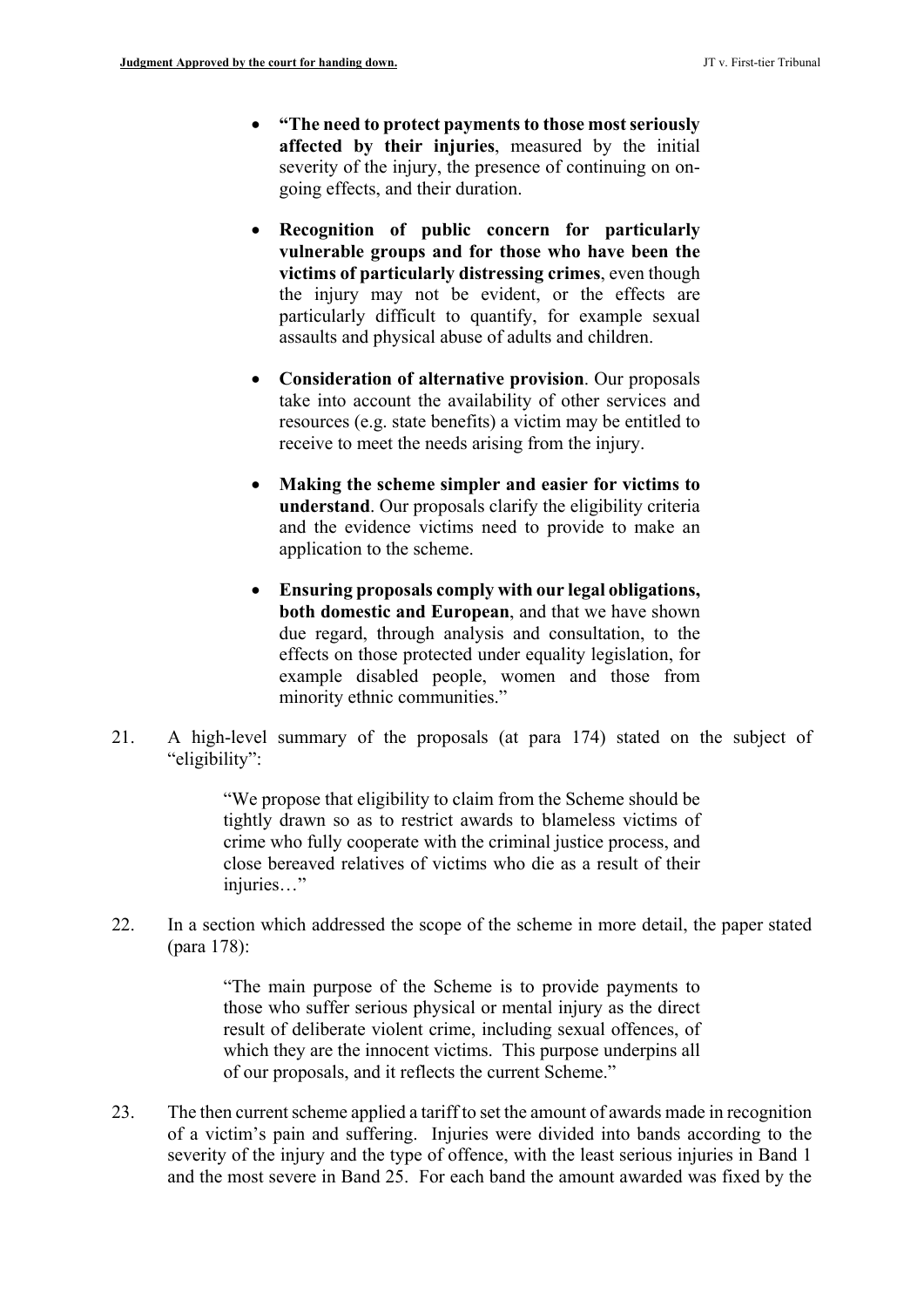- **"The need to protect payments to those most seriously affected by their injuries**, measured by the initial severity of the injury, the presence of continuing on on-going effects, and their duration.

- **Recognition of public concern for particularly vulnerable groups and for those who have been the victims of particularly distressing crimes**, even though the injury may not be evident, or the effects are particularly difficult to quantify, for example sexual assaults and physical abuse of adults and children.

- **Consideration of alternative provision**. Our proposals take into account the availability of other services and resources (e.g. state benefits) a victim may be entitled to receive to meet the needs arising from the injury.

- **Making the scheme simpler and easier for victims to understand**. Our proposals clarify the eligibility criteria and the evidence victims need to provide to make an application to the scheme.

- **Ensuring proposals comply with our legal obligations, both domestic and European**, and that we have shown due regard, through analysis and consultation, to the effects on those protected under equality legislation, for example disabled people, women and those from minority ethnic communities."

21. A high-level summary of the proposals (at para 174) stated on the subject of "eligibility":

> "We propose that eligibility to claim from the Scheme should be tightly drawn so as to restrict awards to blameless victims of crime who fully cooperate with the criminal justice process, and close bereaved relatives of victims who die as a result of their injuries…"

22. In a section which addressed the scope of the scheme in more detail, the paper stated (para 178):

> "The main purpose of the Scheme is to provide payments to those who suffer serious physical or mental injury as the direct result of deliberate violent crime, including sexual offences, of which they are the innocent victims. This purpose underpins all of our proposals, and it reflects the current Scheme."

23. The then current scheme applied a tariff to set the amount of awards made in recognition of a victim's pain and suffering. Injuries were divided into bands according to the severity of the injury and the type of offence, with the least serious injuries in Band 1 and the most severe in Band 25. For each band the amount awarded was fixed by the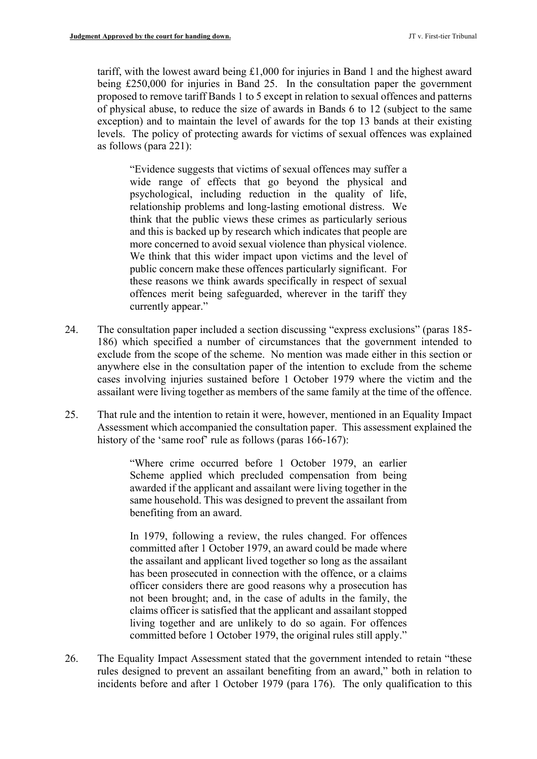tariff, with the lowest award being £1,000 for injuries in Band 1 and the highest award being £250,000 for injuries in Band 25. In the consultation paper the government proposed to remove tariff Bands 1 to 5 except in relation to sexual offences and patterns of physical abuse, to reduce the size of awards in Bands 6 to 12 (subject to the same exception) and to maintain the level of awards for the top 13 bands at their existing levels. The policy of protecting awards for victims of sexual offences was explained as follows (para 221):

> "Evidence suggests that victims of sexual offences may suffer a wide range of effects that go beyond the physical and psychological, including reduction in the quality of life, relationship problems and long-lasting emotional distress. We think that the public views these crimes as particularly serious and this is backed up by research which indicates that people are more concerned to avoid sexual violence than physical violence. We think that this wider impact upon victims and the level of public concern make these offences particularly significant. For these reasons we think awards specifically in respect of sexual offences merit being safeguarded, wherever in the tariff they currently appear."

24. The consultation paper included a section discussing "express exclusions" (paras 185-186) which specified a number of circumstances that the government intended to exclude from the scope of the scheme. No mention was made either in this section or anywhere else in the consultation paper of the intention to exclude from the scheme cases involving injuries sustained before 1 October 1979 where the victim and the assailant were living together as members of the same family at the time of the offence.

25. That rule and the intention to retain it were, however, mentioned in an Equality Impact Assessment which accompanied the consultation paper. This assessment explained the history of the 'same roof' rule as follows (paras 166-167):

> "Where crime occurred before 1 October 1979, an earlier Scheme applied which precluded compensation from being awarded if the applicant and assailant were living together in the same household. This was designed to prevent the assailant from benefiting from an award.
>
> In 1979, following a review, the rules changed. For offences committed after 1 October 1979, an award could be made where the assailant and applicant lived together so long as the assailant has been prosecuted in connection with the offence, or a claims officer considers there are good reasons why a prosecution has not been brought; and, in the case of adults in the family, the claims officer is satisfied that the applicant and assailant stopped living together and are unlikely to do so again. For offences committed before 1 October 1979, the original rules still apply."

26. The Equality Impact Assessment stated that the government intended to retain "these rules designed to prevent an assailant benefiting from an award," both in relation to incidents before and after 1 October 1979 (para 176). The only qualification to this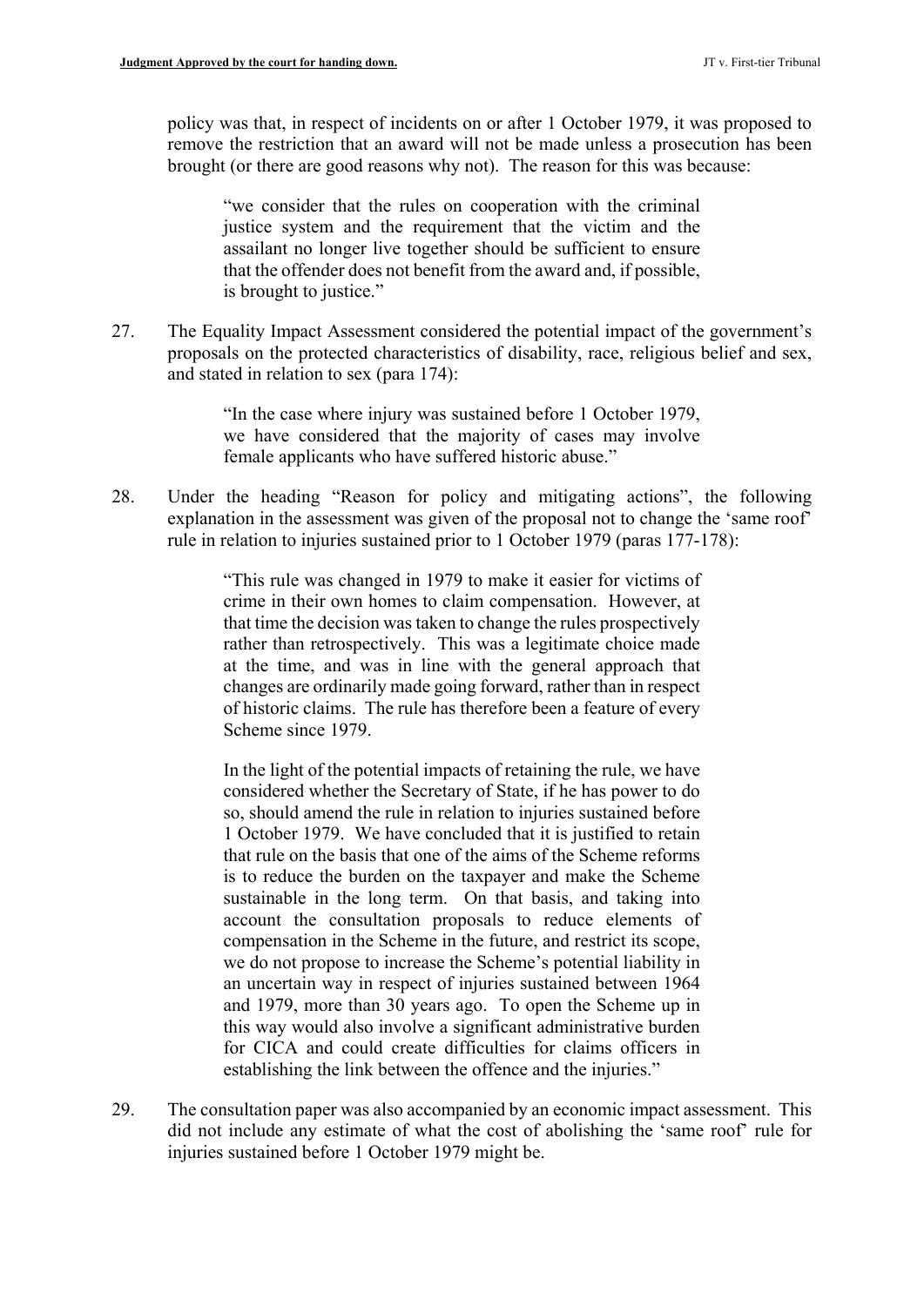policy was that, in respect of incidents on or after 1 October 1979, it was proposed to remove the restriction that an award will not be made unless a prosecution has been brought (or there are good reasons why not). The reason for this was because:

> "we consider that the rules on cooperation with the criminal justice system and the requirement that the victim and the assailant no longer live together should be sufficient to ensure that the offender does not benefit from the award and, if possible, is brought to justice."

27. The Equality Impact Assessment considered the potential impact of the government's proposals on the protected characteristics of disability, race, religious belief and sex, and stated in relation to sex (para 174):

> "In the case where injury was sustained before 1 October 1979, we have considered that the majority of cases may involve female applicants who have suffered historic abuse."

28. Under the heading "Reason for policy and mitigating actions", the following explanation in the assessment was given of the proposal not to change the 'same roof' rule in relation to injuries sustained prior to 1 October 1979 (paras 177-178):

> "This rule was changed in 1979 to make it easier for victims of crime in their own homes to claim compensation. However, at that time the decision was taken to change the rules prospectively rather than retrospectively. This was a legitimate choice made at the time, and was in line with the general approach that changes are ordinarily made going forward, rather than in respect of historic claims. The rule has therefore been a feature of every Scheme since 1979.
>
> In the light of the potential impacts of retaining the rule, we have considered whether the Secretary of State, if he has power to do so, should amend the rule in relation to injuries sustained before 1 October 1979. We have concluded that it is justified to retain that rule on the basis that one of the aims of the Scheme reforms is to reduce the burden on the taxpayer and make the Scheme sustainable in the long term. On that basis, and taking into account the consultation proposals to reduce elements of compensation in the Scheme in the future, and restrict its scope, we do not propose to increase the Scheme's potential liability in an uncertain way in respect of injuries sustained between 1964 and 1979, more than 30 years ago. To open the Scheme up in this way would also involve a significant administrative burden for CICA and could create difficulties for claims officers in establishing the link between the offence and the injuries."

29. The consultation paper was also accompanied by an economic impact assessment. This did not include any estimate of what the cost of abolishing the 'same roof' rule for injuries sustained before 1 October 1979 might be.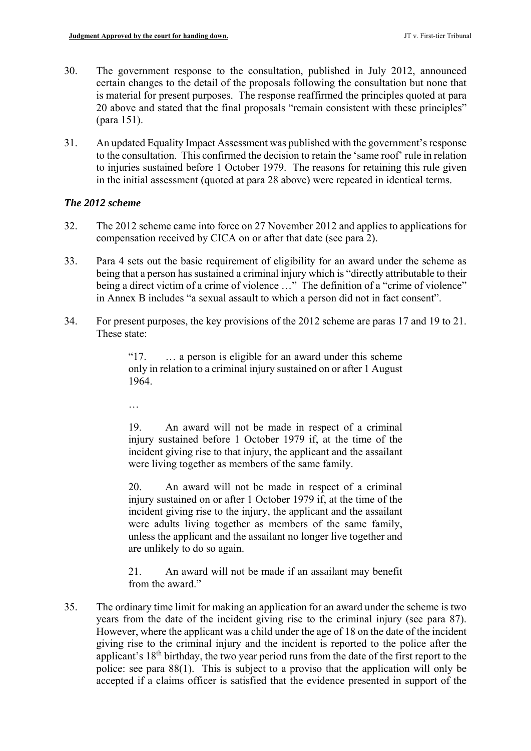30. The government response to the consultation, published in July 2012, announced certain changes to the detail of the proposals following the consultation but none that is material for present purposes. The response reaffirmed the principles quoted at para 20 above and stated that the final proposals "remain consistent with these principles" (para 151).

31. An updated Equality Impact Assessment was published with the government's response to the consultation. This confirmed the decision to retain the 'same roof' rule in relation to injuries sustained before 1 October 1979. The reasons for retaining this rule given in the initial assessment (quoted at para 28 above) were repeated in identical terms.

### *The 2012 scheme*

32. The 2012 scheme came into force on 27 November 2012 and applies to applications for compensation received by CICA on or after that date (see para 2).

33. Para 4 sets out the basic requirement of eligibility for an award under the scheme as being that a person has sustained a criminal injury which is "directly attributable to their being a direct victim of a crime of violence …" The definition of a "crime of violence" in Annex B includes "a sexual assault to which a person did not in fact consent".

34. For present purposes, the key provisions of the 2012 scheme are paras 17 and 19 to 21. These state:

> "17. … a person is eligible for an award under this scheme only in relation to a criminal injury sustained on or after 1 August 1964.
>
> …
>
> 19. An award will not be made in respect of a criminal injury sustained before 1 October 1979 if, at the time of the incident giving rise to that injury, the applicant and the assailant were living together as members of the same family.
>
> 20. An award will not be made in respect of a criminal injury sustained on or after 1 October 1979 if, at the time of the incident giving rise to the injury, the applicant and the assailant were adults living together as members of the same family, unless the applicant and the assailant no longer live together and are unlikely to do so again.
>
> 21. An award will not be made if an assailant may benefit from the award."

35. The ordinary time limit for making an application for an award under the scheme is two years from the date of the incident giving rise to the criminal injury (see para 87). However, where the applicant was a child under the age of 18 on the date of the incident giving rise to the criminal injury and the incident is reported to the police after the applicant's 18th birthday, the two year period runs from the date of the first report to the police: see para 88(1). This is subject to a proviso that the application will only be accepted if a claims officer is satisfied that the evidence presented in support of the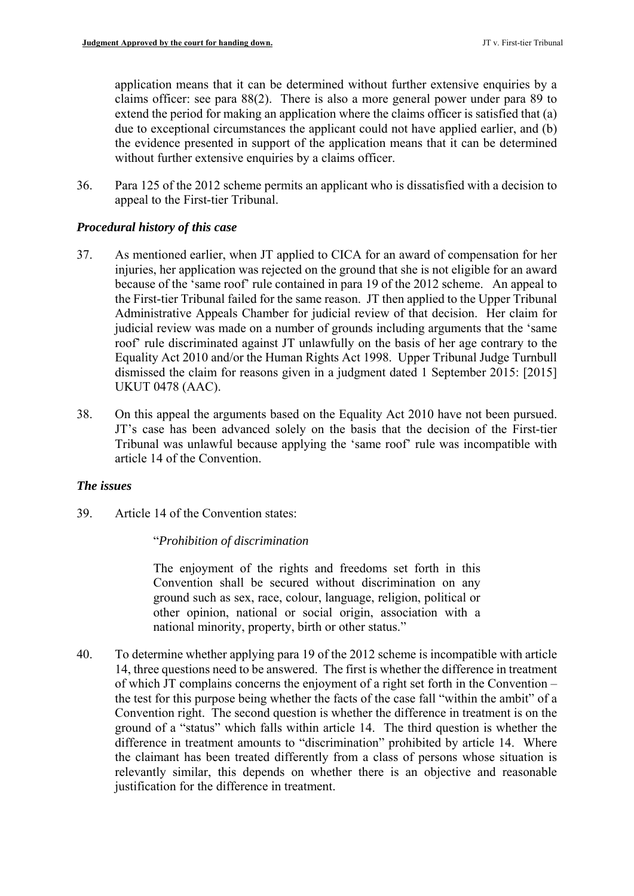application means that it can be determined without further extensive enquiries by a claims officer: see para 88(2). There is also a more general power under para 89 to extend the period for making an application where the claims officer is satisfied that (a) due to exceptional circumstances the applicant could not have applied earlier, and (b) the evidence presented in support of the application means that it can be determined without further extensive enquiries by a claims officer.

36. Para 125 of the 2012 scheme permits an applicant who is dissatisfied with a decision to appeal to the First-tier Tribunal.

### *Procedural history of this case*

37. As mentioned earlier, when JT applied to CICA for an award of compensation for her injuries, her application was rejected on the ground that she is not eligible for an award because of the 'same roof' rule contained in para 19 of the 2012 scheme. An appeal to the First-tier Tribunal failed for the same reason. JT then applied to the Upper Tribunal Administrative Appeals Chamber for judicial review of that decision. Her claim for judicial review was made on a number of grounds including arguments that the 'same roof' rule discriminated against JT unlawfully on the basis of her age contrary to the Equality Act 2010 and/or the Human Rights Act 1998. Upper Tribunal Judge Turnbull dismissed the claim for reasons given in a judgment dated 1 September 2015: [2015] UKUT 0478 (AAC).

38. On this appeal the arguments based on the Equality Act 2010 have not been pursued. JT's case has been advanced solely on the basis that the decision of the First-tier Tribunal was unlawful because applying the 'same roof' rule was incompatible with article 14 of the Convention.

### *The issues*

39. Article 14 of the Convention states:

> "*Prohibition of discrimination*
>
> The enjoyment of the rights and freedoms set forth in this Convention shall be secured without discrimination on any ground such as sex, race, colour, language, religion, political or other opinion, national or social origin, association with a national minority, property, birth or other status."

40. To determine whether applying para 19 of the 2012 scheme is incompatible with article 14, three questions need to be answered. The first is whether the difference in treatment of which JT complains concerns the enjoyment of a right set forth in the Convention – the test for this purpose being whether the facts of the case fall "within the ambit" of a Convention right. The second question is whether the difference in treatment is on the ground of a "status" which falls within article 14. The third question is whether the difference in treatment amounts to "discrimination" prohibited by article 14. Where the claimant has been treated differently from a class of persons whose situation is relevantly similar, this depends on whether there is an objective and reasonable justification for the difference in treatment.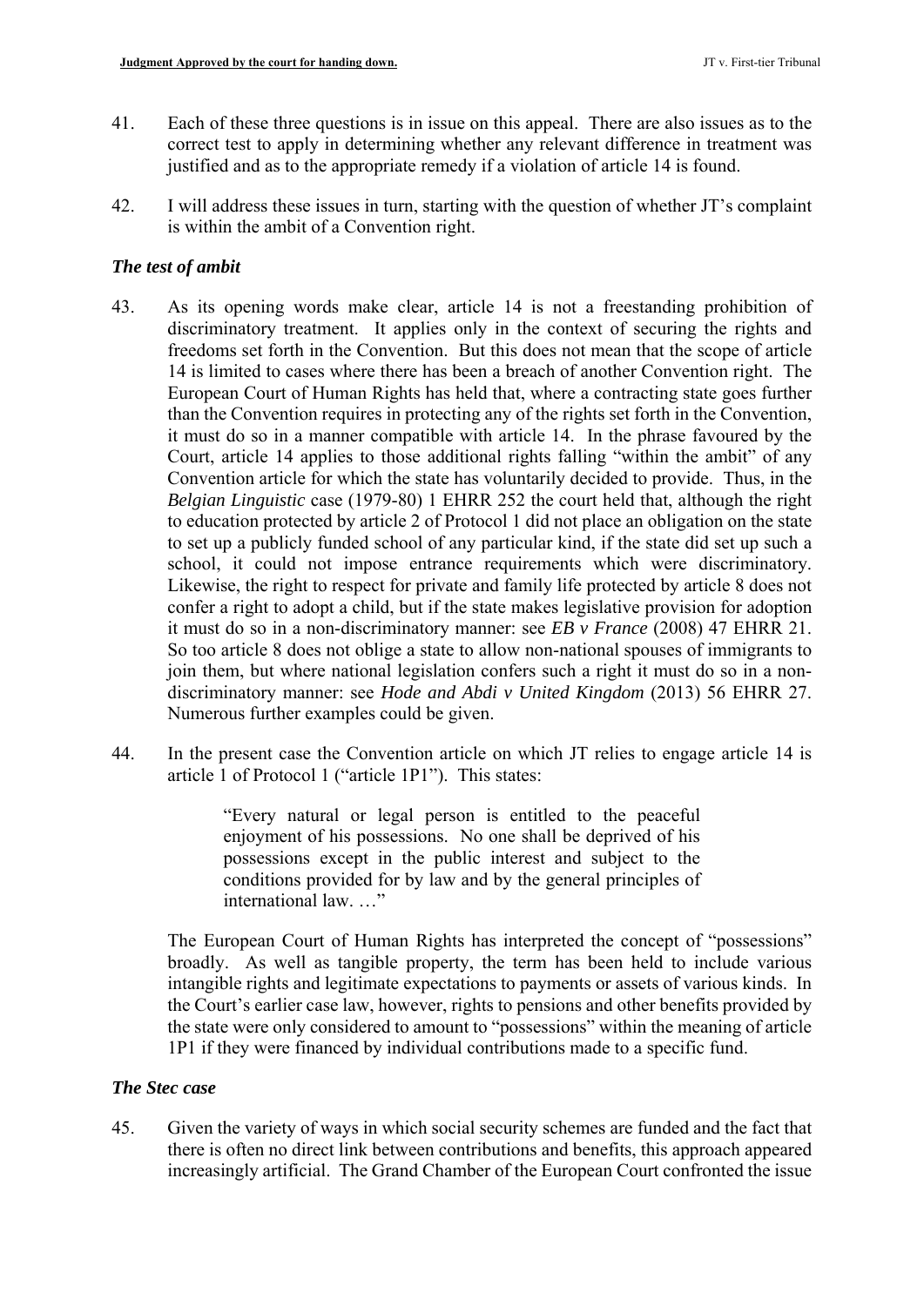41. Each of these three questions is in issue on this appeal. There are also issues as to the correct test to apply in determining whether any relevant difference in treatment was justified and as to the appropriate remedy if a violation of article 14 is found.

42. I will address these issues in turn, starting with the question of whether JT's complaint is within the ambit of a Convention right.

### *The test of ambit*

43. As its opening words make clear, article 14 is not a freestanding prohibition of discriminatory treatment. It applies only in the context of securing the rights and freedoms set forth in the Convention. But this does not mean that the scope of article 14 is limited to cases where there has been a breach of another Convention right. The European Court of Human Rights has held that, where a contracting state goes further than the Convention requires in protecting any of the rights set forth in the Convention, it must do so in a manner compatible with article 14. In the phrase favoured by the Court, article 14 applies to those additional rights falling "within the ambit" of any Convention article for which the state has voluntarily decided to provide. Thus, in the *Belgian Linguistic* case (1979-80) 1 EHRR 252 the court held that, although the right to education protected by article 2 of Protocol 1 did not place an obligation on the state to set up a publicly funded school of any particular kind, if the state did set up such a school, it could not impose entrance requirements which were discriminatory. Likewise, the right to respect for private and family life protected by article 8 does not confer a right to adopt a child, but if the state makes legislative provision for adoption it must do so in a non-discriminatory manner: see *EB v France* (2008) 47 EHRR 21. So too article 8 does not oblige a state to allow non-national spouses of immigrants to join them, but where national legislation confers such a right it must do so in a non-discriminatory manner: see *Hode and Abdi v United Kingdom* (2013) 56 EHRR 27. Numerous further examples could be given.

44. In the present case the Convention article on which JT relies to engage article 14 is article 1 of Protocol 1 ("article 1P1"). This states:

> "Every natural or legal person is entitled to the peaceful enjoyment of his possessions. No one shall be deprived of his possessions except in the public interest and subject to the conditions provided for by law and by the general principles of international law. …"

The European Court of Human Rights has interpreted the concept of "possessions" broadly. As well as tangible property, the term has been held to include various intangible rights and legitimate expectations to payments or assets of various kinds. In the Court's earlier case law, however, rights to pensions and other benefits provided by the state were only considered to amount to "possessions" within the meaning of article 1P1 if they were financed by individual contributions made to a specific fund.

### *The Stec case*

45. Given the variety of ways in which social security schemes are funded and the fact that there is often no direct link between contributions and benefits, this approach appeared increasingly artificial. The Grand Chamber of the European Court confronted the issue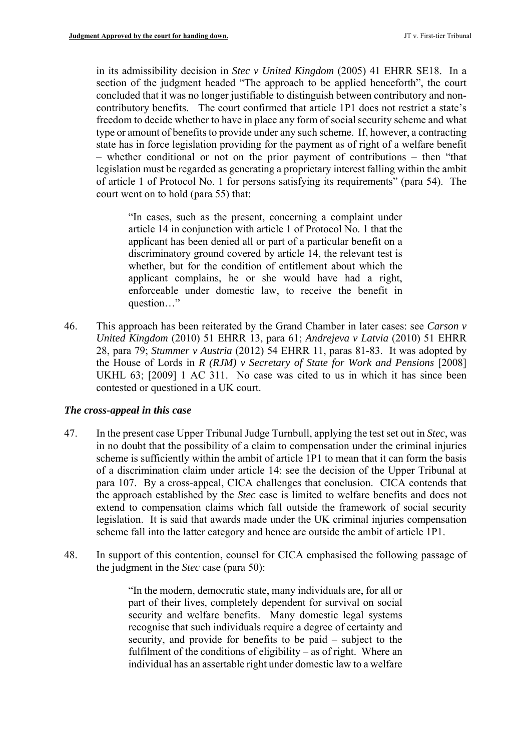in its admissibility decision in *Stec v United Kingdom* (2005) 41 EHRR SE18. In a section of the judgment headed "The approach to be applied henceforth", the court concluded that it was no longer justifiable to distinguish between contributory and non-contributory benefits. The court confirmed that article 1P1 does not restrict a state's freedom to decide whether to have in place any form of social security scheme and what type or amount of benefits to provide under any such scheme. If, however, a contracting state has in force legislation providing for the payment as of right of a welfare benefit – whether conditional or not on the prior payment of contributions – then "that legislation must be regarded as generating a proprietary interest falling within the ambit of article 1 of Protocol No. 1 for persons satisfying its requirements" (para 54). The court went on to hold (para 55) that:

> "In cases, such as the present, concerning a complaint under article 14 in conjunction with article 1 of Protocol No. 1 that the applicant has been denied all or part of a particular benefit on a discriminatory ground covered by article 14, the relevant test is whether, but for the condition of entitlement about which the applicant complains, he or she would have had a right, enforceable under domestic law, to receive the benefit in question…"

46. This approach has been reiterated by the Grand Chamber in later cases: see *Carson v United Kingdom* (2010) 51 EHRR 13, para 61; *Andrejeva v Latvia* (2010) 51 EHRR 28, para 79; *Stummer v Austria* (2012) 54 EHRR 11, paras 81-83. It was adopted by the House of Lords in *R (RJM) v Secretary of State for Work and Pensions* [2008] UKHL 63; [2009] 1 AC 311. No case was cited to us in which it has since been contested or questioned in a UK court.

### *The cross-appeal in this case*

47. In the present case Upper Tribunal Judge Turnbull, applying the test set out in *Stec*, was in no doubt that the possibility of a claim to compensation under the criminal injuries scheme is sufficiently within the ambit of article 1P1 to mean that it can form the basis of a discrimination claim under article 14: see the decision of the Upper Tribunal at para 107. By a cross-appeal, CICA challenges that conclusion. CICA contends that the approach established by the *Stec* case is limited to welfare benefits and does not extend to compensation claims which fall outside the framework of social security legislation. It is said that awards made under the UK criminal injuries compensation scheme fall into the latter category and hence are outside the ambit of article 1P1.

48. In support of this contention, counsel for CICA emphasised the following passage of the judgment in the *Stec* case (para 50):

> "In the modern, democratic state, many individuals are, for all or part of their lives, completely dependent for survival on social security and welfare benefits. Many domestic legal systems recognise that such individuals require a degree of certainty and security, and provide for benefits to be paid – subject to the fulfilment of the conditions of eligibility – as of right. Where an individual has an assertable right under domestic law to a welfare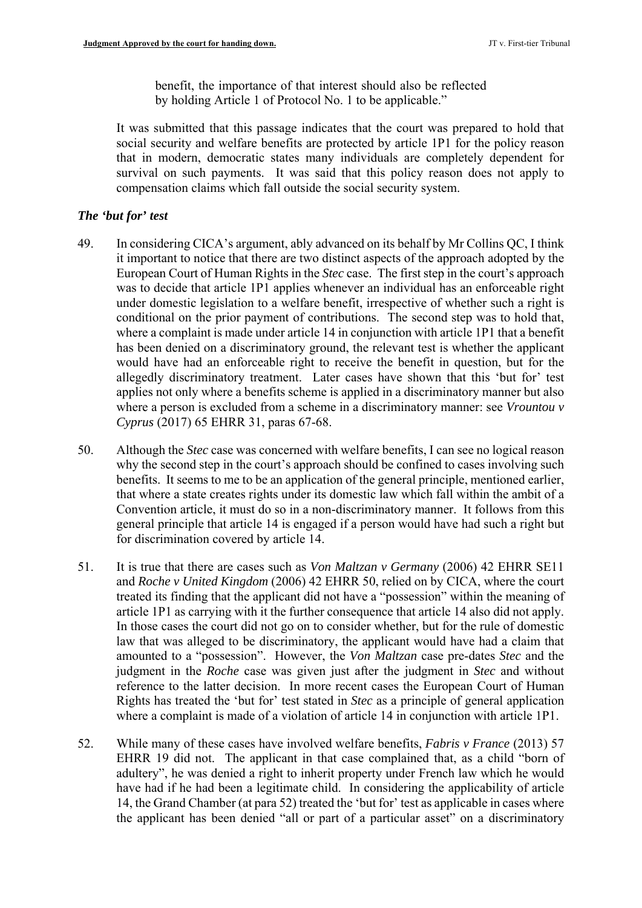benefit, the importance of that interest should also be reflected by holding Article 1 of Protocol No. 1 to be applicable."

It was submitted that this passage indicates that the court was prepared to hold that social security and welfare benefits are protected by article 1P1 for the policy reason that in modern, democratic states many individuals are completely dependent for survival on such payments. It was said that this policy reason does not apply to compensation claims which fall outside the social security system.

### *The 'but for' test*

49. In considering CICA's argument, ably advanced on its behalf by Mr Collins QC, I think it important to notice that there are two distinct aspects of the approach adopted by the European Court of Human Rights in the *Stec* case. The first step in the court's approach was to decide that article 1P1 applies whenever an individual has an enforceable right under domestic legislation to a welfare benefit, irrespective of whether such a right is conditional on the prior payment of contributions. The second step was to hold that, where a complaint is made under article 14 in conjunction with article 1P1 that a benefit has been denied on a discriminatory ground, the relevant test is whether the applicant would have had an enforceable right to receive the benefit in question, but for the allegedly discriminatory treatment. Later cases have shown that this 'but for' test applies not only where a benefits scheme is applied in a discriminatory manner but also where a person is excluded from a scheme in a discriminatory manner: see *Vrountou v Cyprus* (2017) 65 EHRR 31, paras 67-68.

50. Although the *Stec* case was concerned with welfare benefits, I can see no logical reason why the second step in the court's approach should be confined to cases involving such benefits. It seems to me to be an application of the general principle, mentioned earlier, that where a state creates rights under its domestic law which fall within the ambit of a Convention article, it must do so in a non-discriminatory manner. It follows from this general principle that article 14 is engaged if a person would have had such a right but for discrimination covered by article 14.

51. It is true that there are cases such as *Von Maltzan v Germany* (2006) 42 EHRR SE11 and *Roche v United Kingdom* (2006) 42 EHRR 50, relied on by CICA, where the court treated its finding that the applicant did not have a "possession" within the meaning of article 1P1 as carrying with it the further consequence that article 14 also did not apply. In those cases the court did not go on to consider whether, but for the rule of domestic law that was alleged to be discriminatory, the applicant would have had a claim that amounted to a "possession". However, the *Von Maltzan* case pre-dates *Stec* and the judgment in the *Roche* case was given just after the judgment in *Stec* and without reference to the latter decision. In more recent cases the European Court of Human Rights has treated the 'but for' test stated in *Stec* as a principle of general application where a complaint is made of a violation of article 14 in conjunction with article 1P1.

52. While many of these cases have involved welfare benefits, *Fabris v France* (2013) 57 EHRR 19 did not. The applicant in that case complained that, as a child "born of adultery", he was denied a right to inherit property under French law which he would have had if he had been a legitimate child. In considering the applicability of article 14, the Grand Chamber (at para 52) treated the 'but for' test as applicable in cases where the applicant has been denied "all or part of a particular asset" on a discriminatory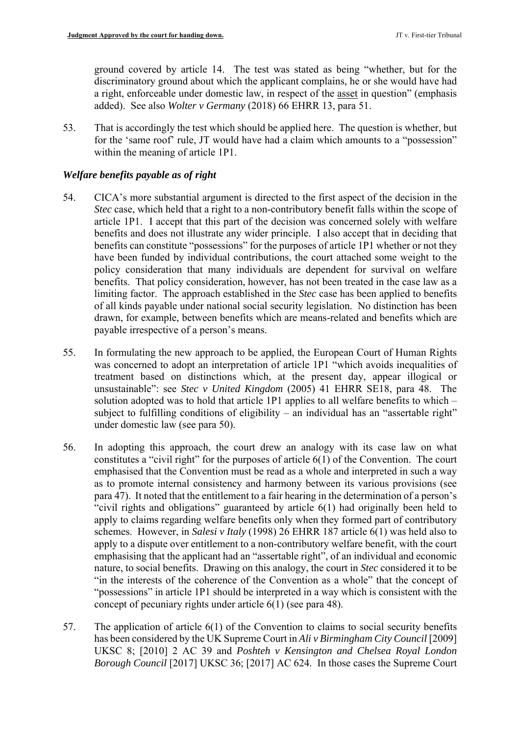ground covered by article 14. The test was stated as being "whether, but for the discriminatory ground about which the applicant complains, he or she would have had a right, enforceable under domestic law, in respect of the asset in question" (emphasis added). See also *Wolter v Germany* (2018) 66 EHRR 13, para 51.

53. That is accordingly the test which should be applied here. The question is whether, but for the 'same roof' rule, JT would have had a claim which amounts to a "possession" within the meaning of article 1P1.

### *Welfare benefits payable as of right*

54. CICA's more substantial argument is directed to the first aspect of the decision in the *Stec* case, which held that a right to a non-contributory benefit falls within the scope of article 1P1. I accept that this part of the decision was concerned solely with welfare benefits and does not illustrate any wider principle. I also accept that in deciding that benefits can constitute "possessions" for the purposes of article 1P1 whether or not they have been funded by individual contributions, the court attached some weight to the policy consideration that many individuals are dependent for survival on welfare benefits. That policy consideration, however, has not been treated in the case law as a limiting factor. The approach established in the *Stec* case has been applied to benefits of all kinds payable under national social security legislation. No distinction has been drawn, for example, between benefits which are means-related and benefits which are payable irrespective of a person's means.

55. In formulating the new approach to be applied, the European Court of Human Rights was concerned to adopt an interpretation of article 1P1 "which avoids inequalities of treatment based on distinctions which, at the present day, appear illogical or unsustainable": see *Stec v United Kingdom* (2005) 41 EHRR SE18, para 48. The solution adopted was to hold that article 1P1 applies to all welfare benefits to which – subject to fulfilling conditions of eligibility – an individual has an "assertable right" under domestic law (see para 50).

56. In adopting this approach, the court drew an analogy with its case law on what constitutes a "civil right" for the purposes of article 6(1) of the Convention. The court emphasised that the Convention must be read as a whole and interpreted in such a way as to promote internal consistency and harmony between its various provisions (see para 47). It noted that the entitlement to a fair hearing in the determination of a person's "civil rights and obligations" guaranteed by article 6(1) had originally been held to apply to claims regarding welfare benefits only when they formed part of contributory schemes. However, in *Salesi v Italy* (1998) 26 EHRR 187 article 6(1) was held also to apply to a dispute over entitlement to a non-contributory welfare benefit, with the court emphasising that the applicant had an "assertable right", of an individual and economic nature, to social benefits. Drawing on this analogy, the court in *Stec* considered it to be "in the interests of the coherence of the Convention as a whole" that the concept of "possessions" in article 1P1 should be interpreted in a way which is consistent with the concept of pecuniary rights under article 6(1) (see para 48).

57. The application of article 6(1) of the Convention to claims to social security benefits has been considered by the UK Supreme Court in *Ali v Birmingham City Council* [2009] UKSC 8; [2010] 2 AC 39 and *Poshteh v Kensington and Chelsea Royal London Borough Council* [2017] UKSC 36; [2017] AC 624. In those cases the Supreme Court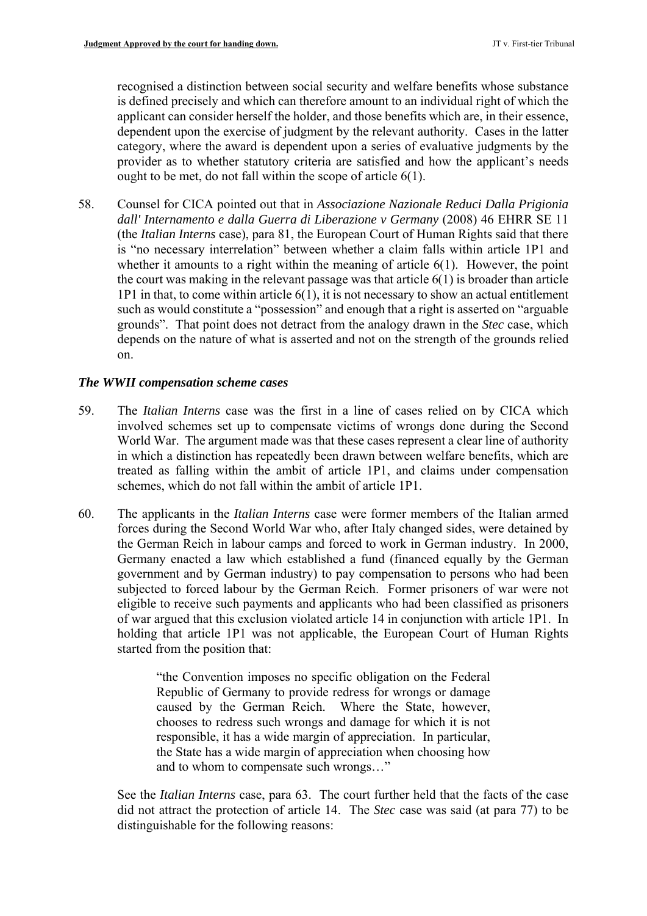recognised a distinction between social security and welfare benefits whose substance is defined precisely and which can therefore amount to an individual right of which the applicant can consider herself the holder, and those benefits which are, in their essence, dependent upon the exercise of judgment by the relevant authority. Cases in the latter category, where the award is dependent upon a series of evaluative judgments by the provider as to whether statutory criteria are satisfied and how the applicant's needs ought to be met, do not fall within the scope of article 6(1).

58. Counsel for CICA pointed out that in *Associazione Nazionale Reduci Dalla Prigionia dall' Internamento e dalla Guerra di Liberazione v Germany* (2008) 46 EHRR SE 11 (the *Italian Interns* case), para 81, the European Court of Human Rights said that there is "no necessary interrelation" between whether a claim falls within article 1P1 and whether it amounts to a right within the meaning of article 6(1). However, the point the court was making in the relevant passage was that article 6(1) is broader than article 1P1 in that, to come within article 6(1), it is not necessary to show an actual entitlement such as would constitute a "possession" and enough that a right is asserted on "arguable grounds". That point does not detract from the analogy drawn in the *Stec* case, which depends on the nature of what is asserted and not on the strength of the grounds relied on.

### *The WWII compensation scheme cases*

59. The *Italian Interns* case was the first in a line of cases relied on by CICA which involved schemes set up to compensate victims of wrongs done during the Second World War. The argument made was that these cases represent a clear line of authority in which a distinction has repeatedly been drawn between welfare benefits, which are treated as falling within the ambit of article 1P1, and claims under compensation schemes, which do not fall within the ambit of article 1P1.

60. The applicants in the *Italian Interns* case were former members of the Italian armed forces during the Second World War who, after Italy changed sides, were detained by the German Reich in labour camps and forced to work in German industry. In 2000, Germany enacted a law which established a fund (financed equally by the German government and by German industry) to pay compensation to persons who had been subjected to forced labour by the German Reich. Former prisoners of war were not eligible to receive such payments and applicants who had been classified as prisoners of war argued that this exclusion violated article 14 in conjunction with article 1P1. In holding that article 1P1 was not applicable, the European Court of Human Rights started from the position that:

> "the Convention imposes no specific obligation on the Federal Republic of Germany to provide redress for wrongs or damage caused by the German Reich. Where the State, however, chooses to redress such wrongs and damage for which it is not responsible, it has a wide margin of appreciation. In particular, the State has a wide margin of appreciation when choosing how and to whom to compensate such wrongs…"

See the *Italian Interns* case, para 63. The court further held that the facts of the case did not attract the protection of article 14. The *Stec* case was said (at para 77) to be distinguishable for the following reasons: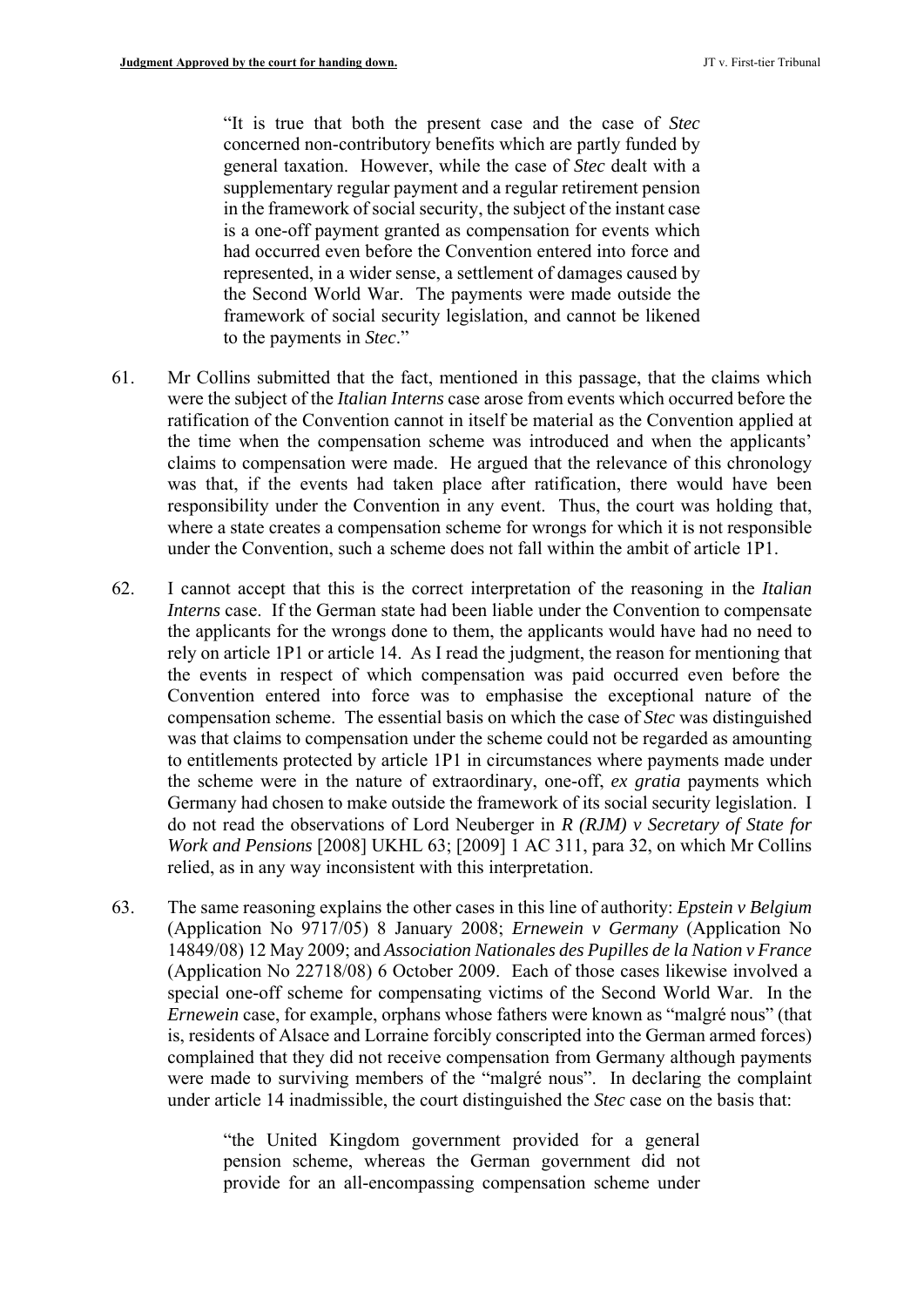> "It is true that both the present case and the case of *Stec* concerned non-contributory benefits which are partly funded by general taxation. However, while the case of *Stec* dealt with a supplementary regular payment and a regular retirement pension in the framework of social security, the subject of the instant case is a one-off payment granted as compensation for events which had occurred even before the Convention entered into force and represented, in a wider sense, a settlement of damages caused by the Second World War. The payments were made outside the framework of social security legislation, and cannot be likened to the payments in *Stec*."

61. Mr Collins submitted that the fact, mentioned in this passage, that the claims which were the subject of the *Italian Interns* case arose from events which occurred before the ratification of the Convention cannot in itself be material as the Convention applied at the time when the compensation scheme was introduced and when the applicants' claims to compensation were made. He argued that the relevance of this chronology was that, if the events had taken place after ratification, there would have been responsibility under the Convention in any event. Thus, the court was holding that, where a state creates a compensation scheme for wrongs for which it is not responsible under the Convention, such a scheme does not fall within the ambit of article 1P1.

62. I cannot accept that this is the correct interpretation of the reasoning in the *Italian Interns* case. If the German state had been liable under the Convention to compensate the applicants for the wrongs done to them, the applicants would have had no need to rely on article 1P1 or article 14. As I read the judgment, the reason for mentioning that the events in respect of which compensation was paid occurred even before the Convention entered into force was to emphasise the exceptional nature of the compensation scheme. The essential basis on which the case of *Stec* was distinguished was that claims to compensation under the scheme could not be regarded as amounting to entitlements protected by article 1P1 in circumstances where payments made under the scheme were in the nature of extraordinary, one-off, *ex gratia* payments which Germany had chosen to make outside the framework of its social security legislation. I do not read the observations of Lord Neuberger in *R (RJM) v Secretary of State for Work and Pensions* [2008] UKHL 63; [2009] 1 AC 311, para 32, on which Mr Collins relied, as in any way inconsistent with this interpretation.

63. The same reasoning explains the other cases in this line of authority: *Epstein v Belgium* (Application No 9717/05) 8 January 2008; *Ernewein v Germany* (Application No 14849/08) 12 May 2009; and *Association Nationales des Pupilles de la Nation v France* (Application No 22718/08) 6 October 2009. Each of those cases likewise involved a special one-off scheme for compensating victims of the Second World War. In the *Ernewein* case, for example, orphans whose fathers were known as "malgré nous" (that is, residents of Alsace and Lorraine forcibly conscripted into the German armed forces) complained that they did not receive compensation from Germany although payments were made to surviving members of the "malgré nous". In declaring the complaint under article 14 inadmissible, the court distinguished the *Stec* case on the basis that:

> "the United Kingdom government provided for a general pension scheme, whereas the German government did not provide for an all-encompassing compensation scheme under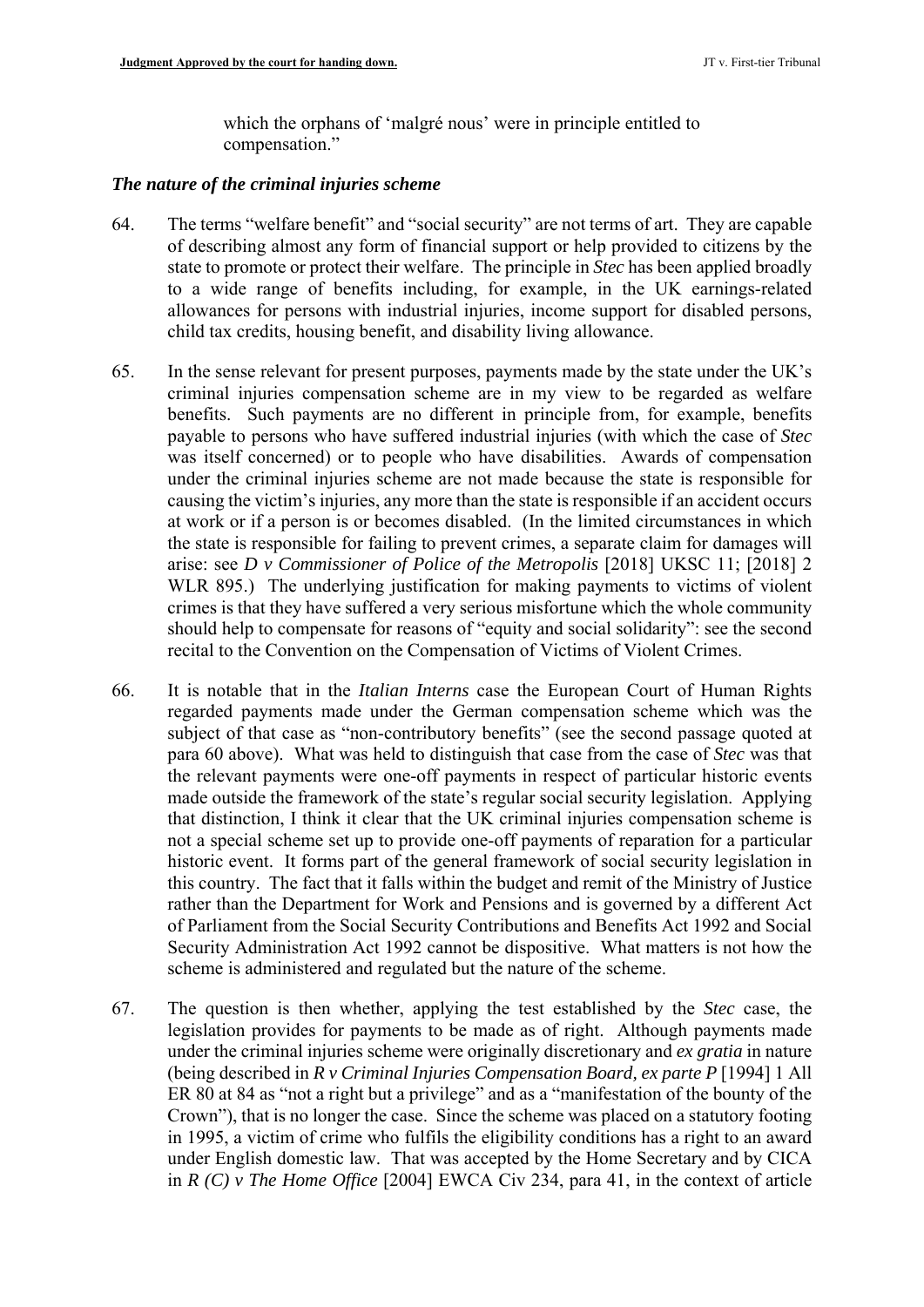which the orphans of 'malgré nous' were in principle entitled to compensation."

### *The nature of the criminal injuries scheme*

64. The terms "welfare benefit" and "social security" are not terms of art. They are capable of describing almost any form of financial support or help provided to citizens by the state to promote or protect their welfare. The principle in *Stec* has been applied broadly to a wide range of benefits including, for example, in the UK earnings-related allowances for persons with industrial injuries, income support for disabled persons, child tax credits, housing benefit, and disability living allowance.

65. In the sense relevant for present purposes, payments made by the state under the UK's criminal injuries compensation scheme are in my view to be regarded as welfare benefits. Such payments are no different in principle from, for example, benefits payable to persons who have suffered industrial injuries (with which the case of *Stec* was itself concerned) or to people who have disabilities. Awards of compensation under the criminal injuries scheme are not made because the state is responsible for causing the victim's injuries, any more than the state is responsible if an accident occurs at work or if a person is or becomes disabled. (In the limited circumstances in which the state is responsible for failing to prevent crimes, a separate claim for damages will arise: see *D v Commissioner of Police of the Metropolis* [2018] UKSC 11; [2018] 2 WLR 895.) The underlying justification for making payments to victims of violent crimes is that they have suffered a very serious misfortune which the whole community should help to compensate for reasons of "equity and social solidarity": see the second recital to the Convention on the Compensation of Victims of Violent Crimes.

66. It is notable that in the *Italian Interns* case the European Court of Human Rights regarded payments made under the German compensation scheme which was the subject of that case as "non-contributory benefits" (see the second passage quoted at para 60 above). What was held to distinguish that case from the case of *Stec* was that the relevant payments were one-off payments in respect of particular historic events made outside the framework of the state's regular social security legislation. Applying that distinction, I think it clear that the UK criminal injuries compensation scheme is not a special scheme set up to provide one-off payments of reparation for a particular historic event. It forms part of the general framework of social security legislation in this country. The fact that it falls within the budget and remit of the Ministry of Justice rather than the Department for Work and Pensions and is governed by a different Act of Parliament from the Social Security Contributions and Benefits Act 1992 and Social Security Administration Act 1992 cannot be dispositive. What matters is not how the scheme is administered and regulated but the nature of the scheme.

67. The question is then whether, applying the test established by the *Stec* case, the legislation provides for payments to be made as of right. Although payments made under the criminal injuries scheme were originally discretionary and *ex gratia* in nature (being described in *R v Criminal Injuries Compensation Board, ex parte P* [1994] 1 All ER 80 at 84 as "not a right but a privilege" and as a "manifestation of the bounty of the Crown"), that is no longer the case. Since the scheme was placed on a statutory footing in 1995, a victim of crime who fulfils the eligibility conditions has a right to an award under English domestic law. That was accepted by the Home Secretary and by CICA in *R (C) v The Home Office* [2004] EWCA Civ 234, para 41, in the context of article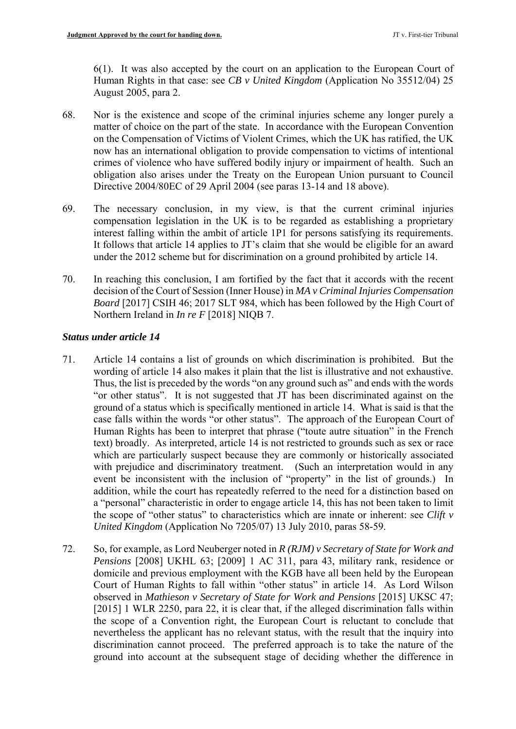6(1). It was also accepted by the court on an application to the European Court of Human Rights in that case: see *CB v United Kingdom* (Application No 35512/04) 25 August 2005, para 2.

68. Nor is the existence and scope of the criminal injuries scheme any longer purely a matter of choice on the part of the state. In accordance with the European Convention on the Compensation of Victims of Violent Crimes, which the UK has ratified, the UK now has an international obligation to provide compensation to victims of intentional crimes of violence who have suffered bodily injury or impairment of health. Such an obligation also arises under the Treaty on the European Union pursuant to Council Directive 2004/80EC of 29 April 2004 (see paras 13-14 and 18 above).

69. The necessary conclusion, in my view, is that the current criminal injuries compensation legislation in the UK is to be regarded as establishing a proprietary interest falling within the ambit of article 1P1 for persons satisfying its requirements. It follows that article 14 applies to JT's claim that she would be eligible for an award under the 2012 scheme but for discrimination on a ground prohibited by article 14.

70. In reaching this conclusion, I am fortified by the fact that it accords with the recent decision of the Court of Session (Inner House) in *MA v Criminal Injuries Compensation Board* [2017] CSIH 46; 2017 SLT 984, which has been followed by the High Court of Northern Ireland in *In re F* [2018] NIQB 7.

### *Status under article 14*

71. Article 14 contains a list of grounds on which discrimination is prohibited. But the wording of article 14 also makes it plain that the list is illustrative and not exhaustive. Thus, the list is preceded by the words "on any ground such as" and ends with the words "or other status". It is not suggested that JT has been discriminated against on the ground of a status which is specifically mentioned in article 14. What is said is that the case falls within the words "or other status". The approach of the European Court of Human Rights has been to interpret that phrase ("toute autre situation" in the French text) broadly. As interpreted, article 14 is not restricted to grounds such as sex or race which are particularly suspect because they are commonly or historically associated with prejudice and discriminatory treatment. (Such an interpretation would in any event be inconsistent with the inclusion of "property" in the list of grounds.) In addition, while the court has repeatedly referred to the need for a distinction based on a "personal" characteristic in order to engage article 14, this has not been taken to limit the scope of "other status" to characteristics which are innate or inherent: see *Clift v United Kingdom* (Application No 7205/07) 13 July 2010, paras 58-59.

72. So, for example, as Lord Neuberger noted in *R (RJM) v Secretary of State for Work and Pensions* [2008] UKHL 63; [2009] 1 AC 311, para 43, military rank, residence or domicile and previous employment with the KGB have all been held by the European Court of Human Rights to fall within "other status" in article 14. As Lord Wilson observed in *Mathieson v Secretary of State for Work and Pensions* [2015] UKSC 47; [2015] 1 WLR 2250, para 22, it is clear that, if the alleged discrimination falls within the scope of a Convention right, the European Court is reluctant to conclude that nevertheless the applicant has no relevant status, with the result that the inquiry into discrimination cannot proceed. The preferred approach is to take the nature of the ground into account at the subsequent stage of deciding whether the difference in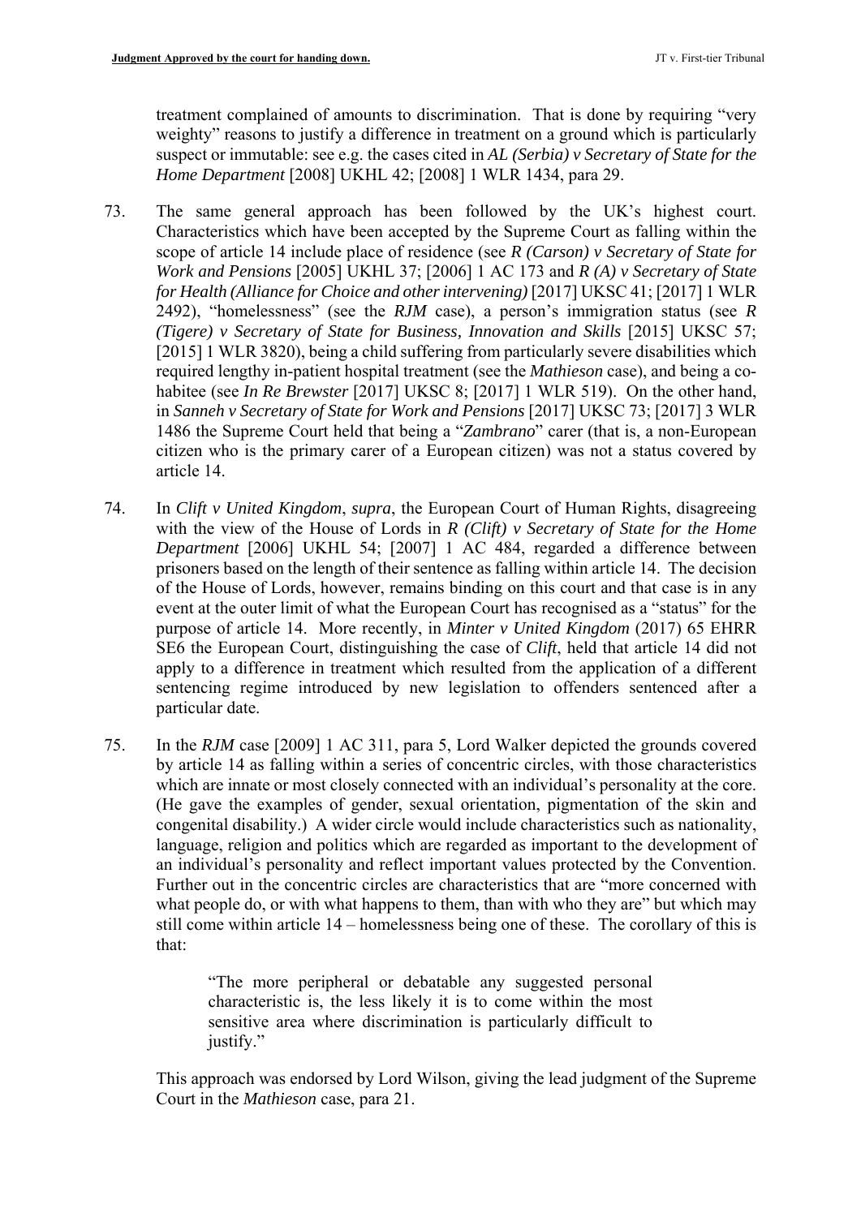treatment complained of amounts to discrimination. That is done by requiring "very weighty" reasons to justify a difference in treatment on a ground which is particularly suspect or immutable: see e.g. the cases cited in *AL (Serbia) v Secretary of State for the Home Department* [2008] UKHL 42; [2008] 1 WLR 1434, para 29.

73. The same general approach has been followed by the UK's highest court. Characteristics which have been accepted by the Supreme Court as falling within the scope of article 14 include place of residence (see *R (Carson) v Secretary of State for Work and Pensions* [2005] UKHL 37; [2006] 1 AC 173 and *R (A) v Secretary of State for Health (Alliance for Choice and other intervening)* [2017] UKSC 41; [2017] 1 WLR 2492), "homelessness" (see the *RJM* case), a person's immigration status (see *R (Tigere) v Secretary of State for Business, Innovation and Skills* [2015] UKSC 57; [2015] 1 WLR 3820), being a child suffering from particularly severe disabilities which required lengthy in-patient hospital treatment (see the *Mathieson* case), and being a co-habitee (see *In Re Brewster* [2017] UKSC 8; [2017] 1 WLR 519). On the other hand, in *Sanneh v Secretary of State for Work and Pensions* [2017] UKSC 73; [2017] 3 WLR 1486 the Supreme Court held that being a "*Zambrano*" carer (that is, a non-European citizen who is the primary carer of a European citizen) was not a status covered by article 14.

74. In *Clift v United Kingdom*, *supra*, the European Court of Human Rights, disagreeing with the view of the House of Lords in *R (Clift) v Secretary of State for the Home Department* [2006] UKHL 54; [2007] 1 AC 484, regarded a difference between prisoners based on the length of their sentence as falling within article 14. The decision of the House of Lords, however, remains binding on this court and that case is in any event at the outer limit of what the European Court has recognised as a "status" for the purpose of article 14. More recently, in *Minter v United Kingdom* (2017) 65 EHRR SE6 the European Court, distinguishing the case of *Clift*, held that article 14 did not apply to a difference in treatment which resulted from the application of a different sentencing regime introduced by new legislation to offenders sentenced after a particular date.

75. In the *RJM* case [2009] 1 AC 311, para 5, Lord Walker depicted the grounds covered by article 14 as falling within a series of concentric circles, with those characteristics which are innate or most closely connected with an individual's personality at the core. (He gave the examples of gender, sexual orientation, pigmentation of the skin and congenital disability.) A wider circle would include characteristics such as nationality, language, religion and politics which are regarded as important to the development of an individual's personality and reflect important values protected by the Convention. Further out in the concentric circles are characteristics that are "more concerned with what people do, or with what happens to them, than with who they are" but which may still come within article 14 – homelessness being one of these. The corollary of this is that:

> "The more peripheral or debatable any suggested personal characteristic is, the less likely it is to come within the most sensitive area where discrimination is particularly difficult to justify."

This approach was endorsed by Lord Wilson, giving the lead judgment of the Supreme Court in the *Mathieson* case, para 21.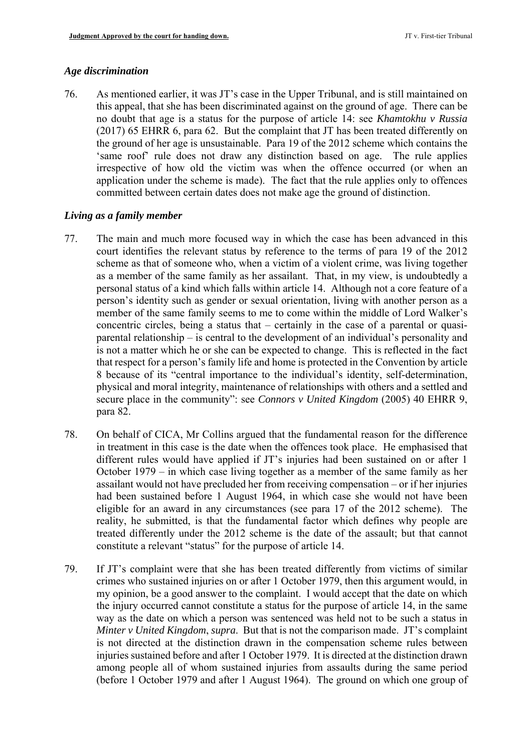### *Age discrimination*

76. As mentioned earlier, it was JT's case in the Upper Tribunal, and is still maintained on this appeal, that she has been discriminated against on the ground of age. There can be no doubt that age is a status for the purpose of article 14: see *Khamtokhu v Russia* (2017) 65 EHRR 6, para 62. But the complaint that JT has been treated differently on the ground of her age is unsustainable. Para 19 of the 2012 scheme which contains the 'same roof' rule does not draw any distinction based on age. The rule applies irrespective of how old the victim was when the offence occurred (or when an application under the scheme is made). The fact that the rule applies only to offences committed between certain dates does not make age the ground of distinction.

### *Living as a family member*

77. The main and much more focused way in which the case has been advanced in this court identifies the relevant status by reference to the terms of para 19 of the 2012 scheme as that of someone who, when a victim of a violent crime, was living together as a member of the same family as her assailant. That, in my view, is undoubtedly a personal status of a kind which falls within article 14. Although not a core feature of a person's identity such as gender or sexual orientation, living with another person as a member of the same family seems to me to come within the middle of Lord Walker's concentric circles, being a status that – certainly in the case of a parental or quasi-parental relationship – is central to the development of an individual's personality and is not a matter which he or she can be expected to change. This is reflected in the fact that respect for a person's family life and home is protected in the Convention by article 8 because of its "central importance to the individual's identity, self-determination, physical and moral integrity, maintenance of relationships with others and a settled and secure place in the community": see *Connors v United Kingdom* (2005) 40 EHRR 9, para 82.

78. On behalf of CICA, Mr Collins argued that the fundamental reason for the difference in treatment in this case is the date when the offences took place. He emphasised that different rules would have applied if JT's injuries had been sustained on or after 1 October 1979 – in which case living together as a member of the same family as her assailant would not have precluded her from receiving compensation – or if her injuries had been sustained before 1 August 1964, in which case she would not have been eligible for an award in any circumstances (see para 17 of the 2012 scheme). The reality, he submitted, is that the fundamental factor which defines why people are treated differently under the 2012 scheme is the date of the assault; but that cannot constitute a relevant "status" for the purpose of article 14.

79. If JT's complaint were that she has been treated differently from victims of similar crimes who sustained injuries on or after 1 October 1979, then this argument would, in my opinion, be a good answer to the complaint. I would accept that the date on which the injury occurred cannot constitute a status for the purpose of article 14, in the same way as the date on which a person was sentenced was held not to be such a status in *Minter v United Kingdom*, *supra*. But that is not the comparison made. JT's complaint is not directed at the distinction drawn in the compensation scheme rules between injuries sustained before and after 1 October 1979. It is directed at the distinction drawn among people all of whom sustained injuries from assaults during the same period (before 1 October 1979 and after 1 August 1964). The ground on which one group of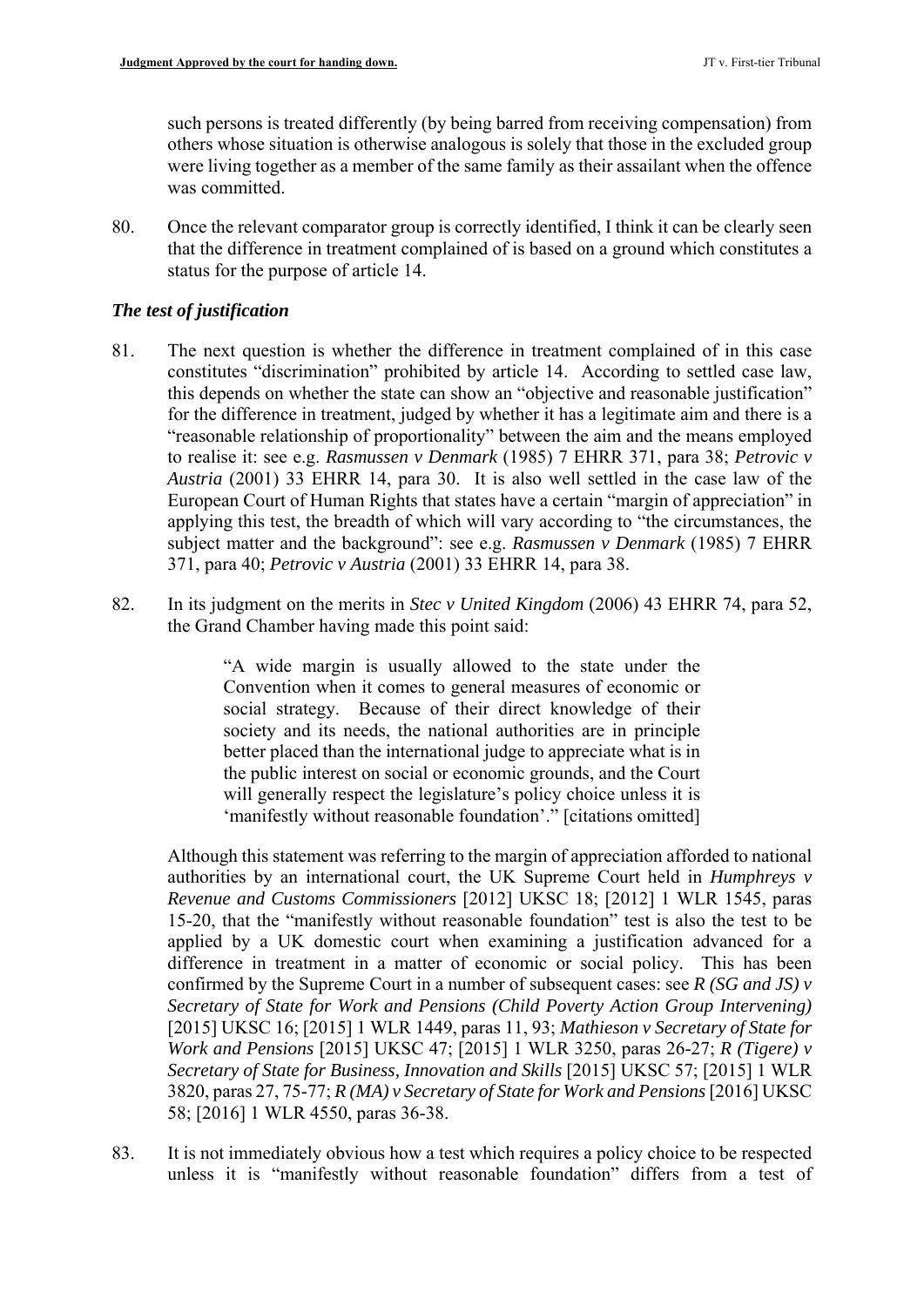such persons is treated differently (by being barred from receiving compensation) from others whose situation is otherwise analogous is solely that those in the excluded group were living together as a member of the same family as their assailant when the offence was committed.

80. Once the relevant comparator group is correctly identified, I think it can be clearly seen that the difference in treatment complained of is based on a ground which constitutes a status for the purpose of article 14.

### *The test of justification*

81. The next question is whether the difference in treatment complained of in this case constitutes "discrimination" prohibited by article 14. According to settled case law, this depends on whether the state can show an "objective and reasonable justification" for the difference in treatment, judged by whether it has a legitimate aim and there is a "reasonable relationship of proportionality" between the aim and the means employed to realise it: see e.g. *Rasmussen v Denmark* (1985) 7 EHRR 371, para 38; *Petrovic v Austria* (2001) 33 EHRR 14, para 30. It is also well settled in the case law of the European Court of Human Rights that states have a certain "margin of appreciation" in applying this test, the breadth of which will vary according to "the circumstances, the subject matter and the background": see e.g. *Rasmussen v Denmark* (1985) 7 EHRR 371, para 40; *Petrovic v Austria* (2001) 33 EHRR 14, para 38.

82. In its judgment on the merits in *Stec v United Kingdom* (2006) 43 EHRR 74, para 52, the Grand Chamber having made this point said:

> "A wide margin is usually allowed to the state under the Convention when it comes to general measures of economic or social strategy. Because of their direct knowledge of their society and its needs, the national authorities are in principle better placed than the international judge to appreciate what is in the public interest on social or economic grounds, and the Court will generally respect the legislature's policy choice unless it is 'manifestly without reasonable foundation'." [citations omitted]

Although this statement was referring to the margin of appreciation afforded to national authorities by an international court, the UK Supreme Court held in *Humphreys v Revenue and Customs Commissioners* [2012] UKSC 18; [2012] 1 WLR 1545, paras 15-20, that the "manifestly without reasonable foundation" test is also the test to be applied by a UK domestic court when examining a justification advanced for a difference in treatment in a matter of economic or social policy. This has been confirmed by the Supreme Court in a number of subsequent cases: see *R (SG and JS) v Secretary of State for Work and Pensions (Child Poverty Action Group Intervening)* [2015] UKSC 16; [2015] 1 WLR 1449, paras 11, 93; *Mathieson v Secretary of State for Work and Pensions* [2015] UKSC 47; [2015] 1 WLR 3250, paras 26-27; *R (Tigere) v Secretary of State for Business, Innovation and Skills* [2015] UKSC 57; [2015] 1 WLR 3820, paras 27, 75-77; *R (MA) v Secretary of State for Work and Pensions* [2016] UKSC 58; [2016] 1 WLR 4550, paras 36-38.

83. It is not immediately obvious how a test which requires a policy choice to be respected unless it is "manifestly without reasonable foundation" differs from a test of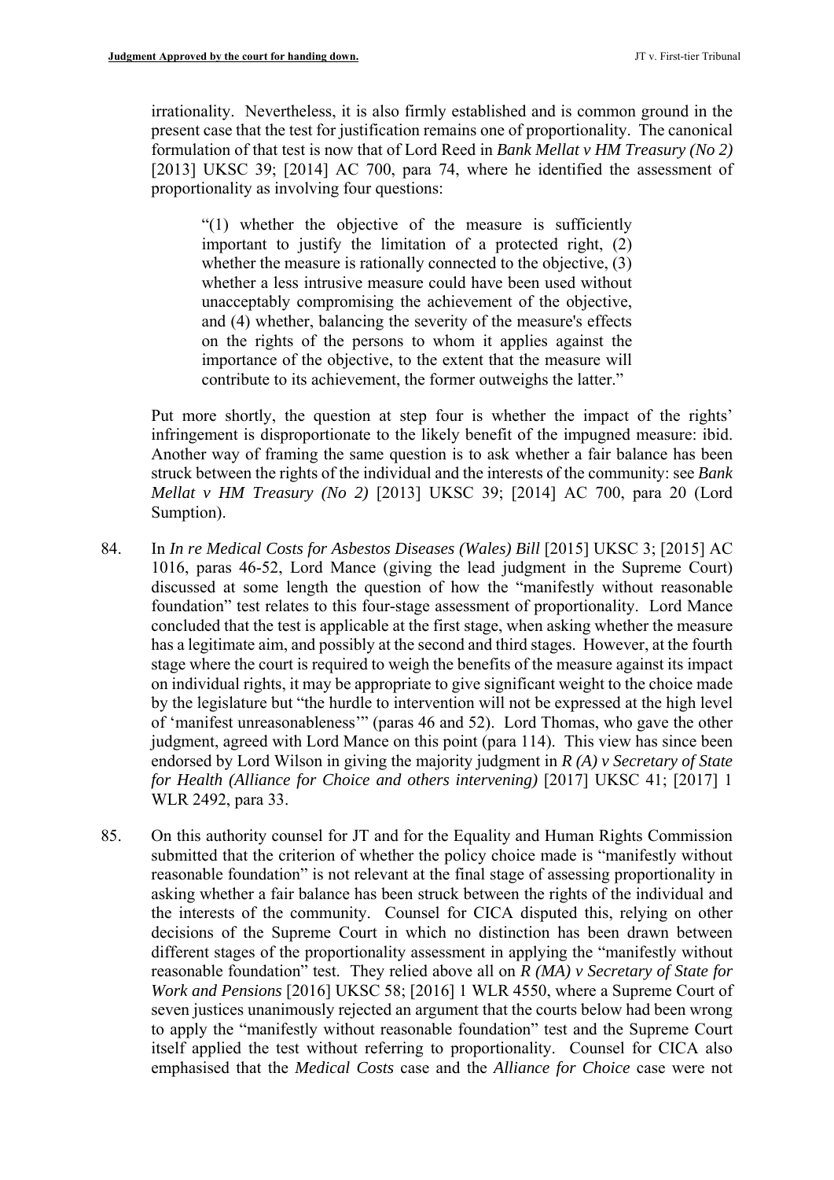irrationality. Nevertheless, it is also firmly established and is common ground in the present case that the test for justification remains one of proportionality. The canonical formulation of that test is now that of Lord Reed in *Bank Mellat v HM Treasury (No 2)* [2013] UKSC 39; [2014] AC 700, para 74, where he identified the assessment of proportionality as involving four questions:

> "(1) whether the objective of the measure is sufficiently important to justify the limitation of a protected right, (2) whether the measure is rationally connected to the objective, (3) whether a less intrusive measure could have been used without unacceptably compromising the achievement of the objective, and (4) whether, balancing the severity of the measure's effects on the rights of the persons to whom it applies against the importance of the objective, to the extent that the measure will contribute to its achievement, the former outweighs the latter."

Put more shortly, the question at step four is whether the impact of the rights' infringement is disproportionate to the likely benefit of the impugned measure: ibid. Another way of framing the same question is to ask whether a fair balance has been struck between the rights of the individual and the interests of the community: see *Bank Mellat v HM Treasury (No 2)* [2013] UKSC 39; [2014] AC 700, para 20 (Lord Sumption).

84. In *In re Medical Costs for Asbestos Diseases (Wales) Bill* [2015] UKSC 3; [2015] AC 1016, paras 46-52, Lord Mance (giving the lead judgment in the Supreme Court) discussed at some length the question of how the "manifestly without reasonable foundation" test relates to this four-stage assessment of proportionality. Lord Mance concluded that the test is applicable at the first stage, when asking whether the measure has a legitimate aim, and possibly at the second and third stages. However, at the fourth stage where the court is required to weigh the benefits of the measure against its impact on individual rights, it may be appropriate to give significant weight to the choice made by the legislature but "the hurdle to intervention will not be expressed at the high level of 'manifest unreasonableness'" (paras 46 and 52). Lord Thomas, who gave the other judgment, agreed with Lord Mance on this point (para 114). This view has since been endorsed by Lord Wilson in giving the majority judgment in *R (A) v Secretary of State for Health (Alliance for Choice and others intervening)* [2017] UKSC 41; [2017] 1 WLR 2492, para 33.

85. On this authority counsel for JT and for the Equality and Human Rights Commission submitted that the criterion of whether the policy choice made is "manifestly without reasonable foundation" is not relevant at the final stage of assessing proportionality in asking whether a fair balance has been struck between the rights of the individual and the interests of the community. Counsel for CICA disputed this, relying on other decisions of the Supreme Court in which no distinction has been drawn between different stages of the proportionality assessment in applying the "manifestly without reasonable foundation" test. They relied above all on *R (MA) v Secretary of State for Work and Pensions* [2016] UKSC 58; [2016] 1 WLR 4550, where a Supreme Court of seven justices unanimously rejected an argument that the courts below had been wrong to apply the "manifestly without reasonable foundation" test and the Supreme Court itself applied the test without referring to proportionality. Counsel for CICA also emphasised that the *Medical Costs* case and the *Alliance for Choice* case were not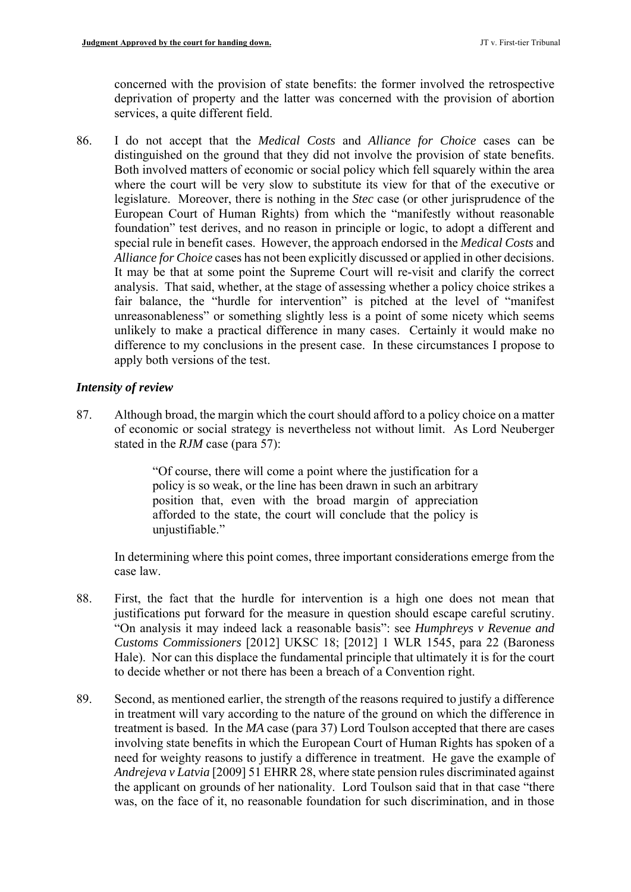concerned with the provision of state benefits: the former involved the retrospective deprivation of property and the latter was concerned with the provision of abortion services, a quite different field.

86. I do not accept that the *Medical Costs* and *Alliance for Choice* cases can be distinguished on the ground that they did not involve the provision of state benefits. Both involved matters of economic or social policy which fell squarely within the area where the court will be very slow to substitute its view for that of the executive or legislature. Moreover, there is nothing in the *Stec* case (or other jurisprudence of the European Court of Human Rights) from which the "manifestly without reasonable foundation" test derives, and no reason in principle or logic, to adopt a different and special rule in benefit cases. However, the approach endorsed in the *Medical Costs* and *Alliance for Choice* cases has not been explicitly discussed or applied in other decisions. It may be that at some point the Supreme Court will re-visit and clarify the correct analysis. That said, whether, at the stage of assessing whether a policy choice strikes a fair balance, the "hurdle for intervention" is pitched at the level of "manifest unreasonableness" or something slightly less is a point of some nicety which seems unlikely to make a practical difference in many cases. Certainly it would make no difference to my conclusions in the present case. In these circumstances I propose to apply both versions of the test.

### *Intensity of review*

87. Although broad, the margin which the court should afford to a policy choice on a matter of economic or social strategy is nevertheless not without limit. As Lord Neuberger stated in the *RJM* case (para 57):

> "Of course, there will come a point where the justification for a policy is so weak, or the line has been drawn in such an arbitrary position that, even with the broad margin of appreciation afforded to the state, the court will conclude that the policy is unjustifiable."

In determining where this point comes, three important considerations emerge from the case law.

88. First, the fact that the hurdle for intervention is a high one does not mean that justifications put forward for the measure in question should escape careful scrutiny. "On analysis it may indeed lack a reasonable basis": see *Humphreys v Revenue and Customs Commissioners* [2012] UKSC 18; [2012] 1 WLR 1545, para 22 (Baroness Hale). Nor can this displace the fundamental principle that ultimately it is for the court to decide whether or not there has been a breach of a Convention right.

89. Second, as mentioned earlier, the strength of the reasons required to justify a difference in treatment will vary according to the nature of the ground on which the difference in treatment is based. In the *MA* case (para 37) Lord Toulson accepted that there are cases involving state benefits in which the European Court of Human Rights has spoken of a need for weighty reasons to justify a difference in treatment. He gave the example of *Andrejeva v Latvia* [2009] 51 EHRR 28, where state pension rules discriminated against the applicant on grounds of her nationality. Lord Toulson said that in that case "there was, on the face of it, no reasonable foundation for such discrimination, and in those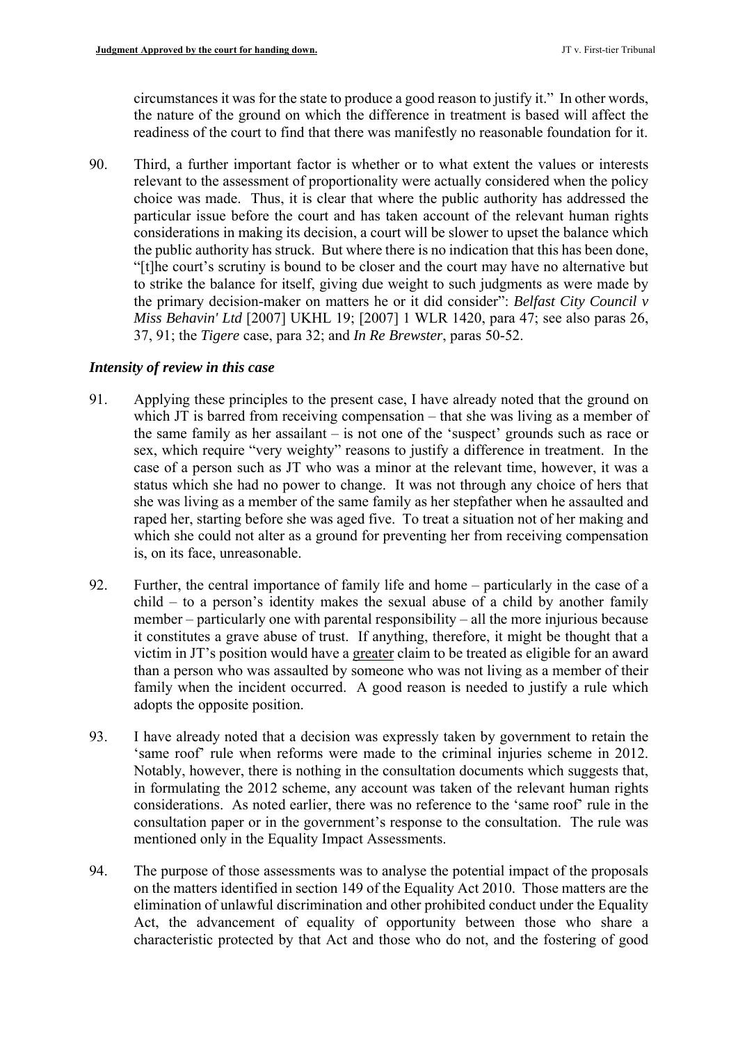circumstances it was for the state to produce a good reason to justify it." In other words, the nature of the ground on which the difference in treatment is based will affect the readiness of the court to find that there was manifestly no reasonable foundation for it.

90. Third, a further important factor is whether or to what extent the values or interests relevant to the assessment of proportionality were actually considered when the policy choice was made. Thus, it is clear that where the public authority has addressed the particular issue before the court and has taken account of the relevant human rights considerations in making its decision, a court will be slower to upset the balance which the public authority has struck. But where there is no indication that this has been done, "[t]he court's scrutiny is bound to be closer and the court may have no alternative but to strike the balance for itself, giving due weight to such judgments as were made by the primary decision-maker on matters he or it did consider": *Belfast City Council v Miss Behavin' Ltd* [2007] UKHL 19; [2007] 1 WLR 1420, para 47; see also paras 26, 37, 91; the *Tigere* case, para 32; and *In Re Brewster*, paras 50-52.

### *Intensity of review in this case*

91. Applying these principles to the present case, I have already noted that the ground on which JT is barred from receiving compensation – that she was living as a member of the same family as her assailant – is not one of the 'suspect' grounds such as race or sex, which require "very weighty" reasons to justify a difference in treatment. In the case of a person such as JT who was a minor at the relevant time, however, it was a status which she had no power to change. It was not through any choice of hers that she was living as a member of the same family as her stepfather when he assaulted and raped her, starting before she was aged five. To treat a situation not of her making and which she could not alter as a ground for preventing her from receiving compensation is, on its face, unreasonable.

92. Further, the central importance of family life and home – particularly in the case of a child – to a person's identity makes the sexual abuse of a child by another family member – particularly one with parental responsibility – all the more injurious because it constitutes a grave abuse of trust. If anything, therefore, it might be thought that a victim in JT's position would have a greater claim to be treated as eligible for an award than a person who was assaulted by someone who was not living as a member of their family when the incident occurred. A good reason is needed to justify a rule which adopts the opposite position.

93. I have already noted that a decision was expressly taken by government to retain the 'same roof' rule when reforms were made to the criminal injuries scheme in 2012. Notably, however, there is nothing in the consultation documents which suggests that, in formulating the 2012 scheme, any account was taken of the relevant human rights considerations. As noted earlier, there was no reference to the 'same roof' rule in the consultation paper or in the government's response to the consultation. The rule was mentioned only in the Equality Impact Assessments.

94. The purpose of those assessments was to analyse the potential impact of the proposals on the matters identified in section 149 of the Equality Act 2010. Those matters are the elimination of unlawful discrimination and other prohibited conduct under the Equality Act, the advancement of equality of opportunity between those who share a characteristic protected by that Act and those who do not, and the fostering of good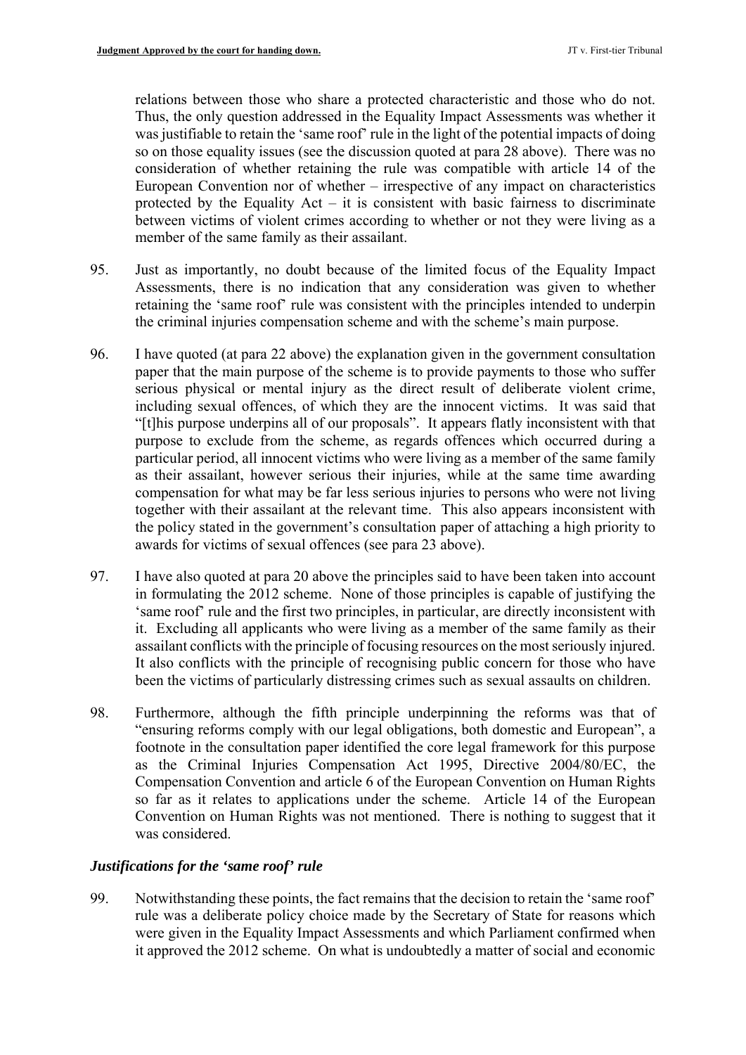relations between those who share a protected characteristic and those who do not. Thus, the only question addressed in the Equality Impact Assessments was whether it was justifiable to retain the 'same roof' rule in the light of the potential impacts of doing so on those equality issues (see the discussion quoted at para 28 above). There was no consideration of whether retaining the rule was compatible with article 14 of the European Convention nor of whether – irrespective of any impact on characteristics protected by the Equality Act – it is consistent with basic fairness to discriminate between victims of violent crimes according to whether or not they were living as a member of the same family as their assailant.

95. Just as importantly, no doubt because of the limited focus of the Equality Impact Assessments, there is no indication that any consideration was given to whether retaining the 'same roof' rule was consistent with the principles intended to underpin the criminal injuries compensation scheme and with the scheme's main purpose.

96. I have quoted (at para 22 above) the explanation given in the government consultation paper that the main purpose of the scheme is to provide payments to those who suffer serious physical or mental injury as the direct result of deliberate violent crime, including sexual offences, of which they are the innocent victims. It was said that "[t]his purpose underpins all of our proposals". It appears flatly inconsistent with that purpose to exclude from the scheme, as regards offences which occurred during a particular period, all innocent victims who were living as a member of the same family as their assailant, however serious their injuries, while at the same time awarding compensation for what may be far less serious injuries to persons who were not living together with their assailant at the relevant time. This also appears inconsistent with the policy stated in the government's consultation paper of attaching a high priority to awards for victims of sexual offences (see para 23 above).

97. I have also quoted at para 20 above the principles said to have been taken into account in formulating the 2012 scheme. None of those principles is capable of justifying the 'same roof' rule and the first two principles, in particular, are directly inconsistent with it. Excluding all applicants who were living as a member of the same family as their assailant conflicts with the principle of focusing resources on the most seriously injured. It also conflicts with the principle of recognising public concern for those who have been the victims of particularly distressing crimes such as sexual assaults on children.

98. Furthermore, although the fifth principle underpinning the reforms was that of "ensuring reforms comply with our legal obligations, both domestic and European", a footnote in the consultation paper identified the core legal framework for this purpose as the Criminal Injuries Compensation Act 1995, Directive 2004/80/EC, the Compensation Convention and article 6 of the European Convention on Human Rights so far as it relates to applications under the scheme. Article 14 of the European Convention on Human Rights was not mentioned. There is nothing to suggest that it was considered.

### *Justifications for the 'same roof' rule*

99. Notwithstanding these points, the fact remains that the decision to retain the 'same roof' rule was a deliberate policy choice made by the Secretary of State for reasons which were given in the Equality Impact Assessments and which Parliament confirmed when it approved the 2012 scheme. On what is undoubtedly a matter of social and economic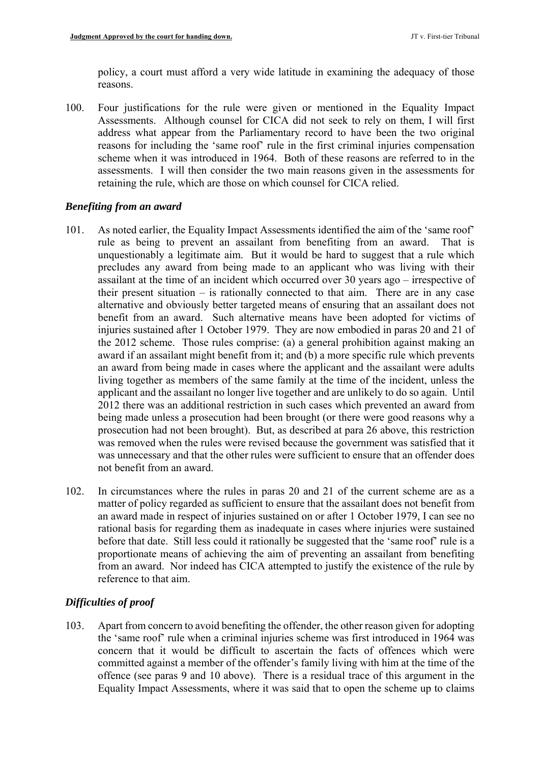policy, a court must afford a very wide latitude in examining the adequacy of those reasons.

100. Four justifications for the rule were given or mentioned in the Equality Impact Assessments. Although counsel for CICA did not seek to rely on them, I will first address what appear from the Parliamentary record to have been the two original reasons for including the 'same roof' rule in the first criminal injuries compensation scheme when it was introduced in 1964. Both of these reasons are referred to in the assessments. I will then consider the two main reasons given in the assessments for retaining the rule, which are those on which counsel for CICA relied.

### *Benefiting from an award*

101. As noted earlier, the Equality Impact Assessments identified the aim of the 'same roof' rule as being to prevent an assailant from benefiting from an award. That is unquestionably a legitimate aim. But it would be hard to suggest that a rule which precludes any award from being made to an applicant who was living with their assailant at the time of an incident which occurred over 30 years ago – irrespective of their present situation – is rationally connected to that aim. There are in any case alternative and obviously better targeted means of ensuring that an assailant does not benefit from an award. Such alternative means have been adopted for victims of injuries sustained after 1 October 1979. They are now embodied in paras 20 and 21 of the 2012 scheme. Those rules comprise: (a) a general prohibition against making an award if an assailant might benefit from it; and (b) a more specific rule which prevents an award from being made in cases where the applicant and the assailant were adults living together as members of the same family at the time of the incident, unless the applicant and the assailant no longer live together and are unlikely to do so again. Until 2012 there was an additional restriction in such cases which prevented an award from being made unless a prosecution had been brought (or there were good reasons why a prosecution had not been brought). But, as described at para 26 above, this restriction was removed when the rules were revised because the government was satisfied that it was unnecessary and that the other rules were sufficient to ensure that an offender does not benefit from an award.

102. In circumstances where the rules in paras 20 and 21 of the current scheme are as a matter of policy regarded as sufficient to ensure that the assailant does not benefit from an award made in respect of injuries sustained on or after 1 October 1979, I can see no rational basis for regarding them as inadequate in cases where injuries were sustained before that date. Still less could it rationally be suggested that the 'same roof' rule is a proportionate means of achieving the aim of preventing an assailant from benefiting from an award. Nor indeed has CICA attempted to justify the existence of the rule by reference to that aim.

### *Difficulties of proof*

103. Apart from concern to avoid benefiting the offender, the other reason given for adopting the 'same roof' rule when a criminal injuries scheme was first introduced in 1964 was concern that it would be difficult to ascertain the facts of offences which were committed against a member of the offender's family living with him at the time of the offence (see paras 9 and 10 above). There is a residual trace of this argument in the Equality Impact Assessments, where it was said that to open the scheme up to claims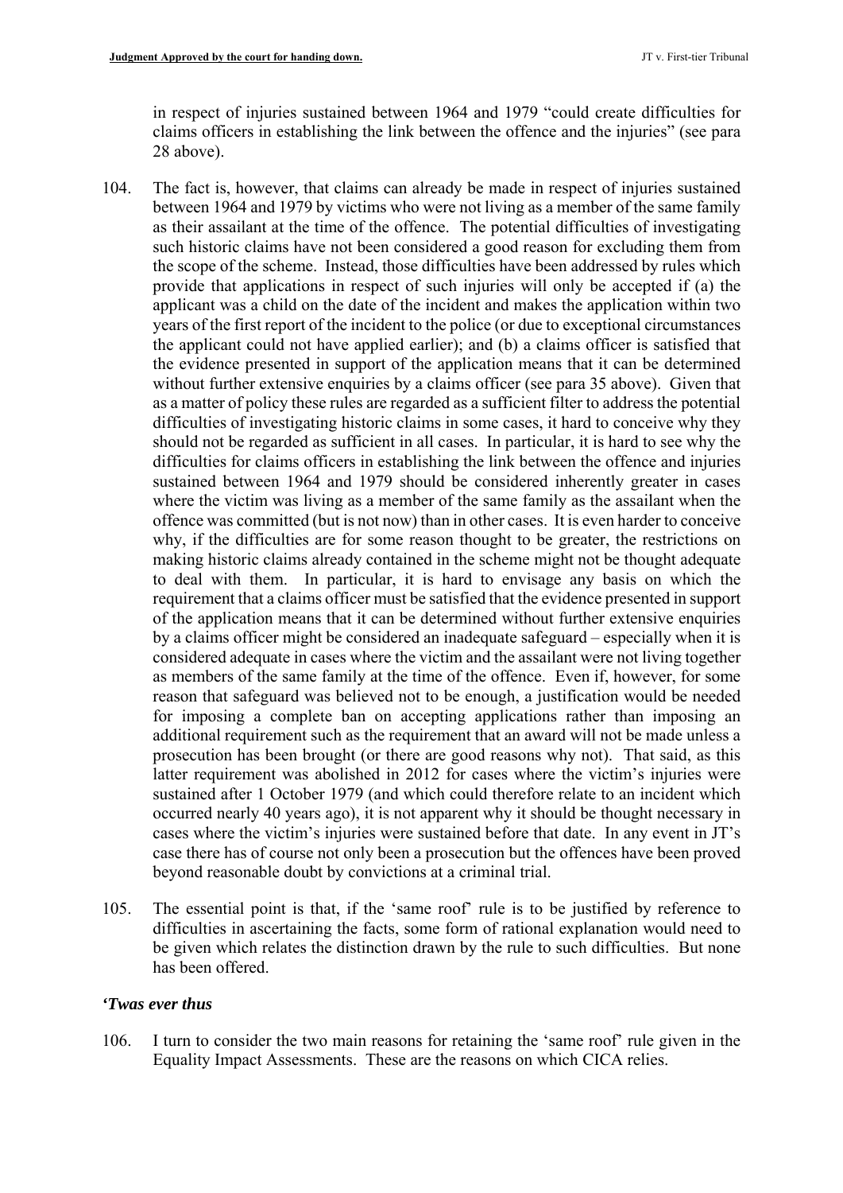in respect of injuries sustained between 1964 and 1979 "could create difficulties for claims officers in establishing the link between the offence and the injuries" (see para 28 above).

104. The fact is, however, that claims can already be made in respect of injuries sustained between 1964 and 1979 by victims who were not living as a member of the same family as their assailant at the time of the offence. The potential difficulties of investigating such historic claims have not been considered a good reason for excluding them from the scope of the scheme. Instead, those difficulties have been addressed by rules which provide that applications in respect of such injuries will only be accepted if (a) the applicant was a child on the date of the incident and makes the application within two years of the first report of the incident to the police (or due to exceptional circumstances the applicant could not have applied earlier); and (b) a claims officer is satisfied that the evidence presented in support of the application means that it can be determined without further extensive enquiries by a claims officer (see para 35 above). Given that as a matter of policy these rules are regarded as a sufficient filter to address the potential difficulties of investigating historic claims in some cases, it hard to conceive why they should not be regarded as sufficient in all cases. In particular, it is hard to see why the difficulties for claims officers in establishing the link between the offence and injuries sustained between 1964 and 1979 should be considered inherently greater in cases where the victim was living as a member of the same family as the assailant when the offence was committed (but is not now) than in other cases. It is even harder to conceive why, if the difficulties are for some reason thought to be greater, the restrictions on making historic claims already contained in the scheme might not be thought adequate to deal with them. In particular, it is hard to envisage any basis on which the requirement that a claims officer must be satisfied that the evidence presented in support of the application means that it can be determined without further extensive enquiries by a claims officer might be considered an inadequate safeguard – especially when it is considered adequate in cases where the victim and the assailant were not living together as members of the same family at the time of the offence. Even if, however, for some reason that safeguard was believed not to be enough, a justification would be needed for imposing a complete ban on accepting applications rather than imposing an additional requirement such as the requirement that an award will not be made unless a prosecution has been brought (or there are good reasons why not). That said, as this latter requirement was abolished in 2012 for cases where the victim's injuries were sustained after 1 October 1979 (and which could therefore relate to an incident which occurred nearly 40 years ago), it is not apparent why it should be thought necessary in cases where the victim's injuries were sustained before that date. In any event in JT's case there has of course not only been a prosecution but the offences have been proved beyond reasonable doubt by convictions at a criminal trial.

105. The essential point is that, if the 'same roof' rule is to be justified by reference to difficulties in ascertaining the facts, some form of rational explanation would need to be given which relates the distinction drawn by the rule to such difficulties. But none has been offered.

### *'Twas ever thus*

106. I turn to consider the two main reasons for retaining the 'same roof' rule given in the Equality Impact Assessments. These are the reasons on which CICA relies.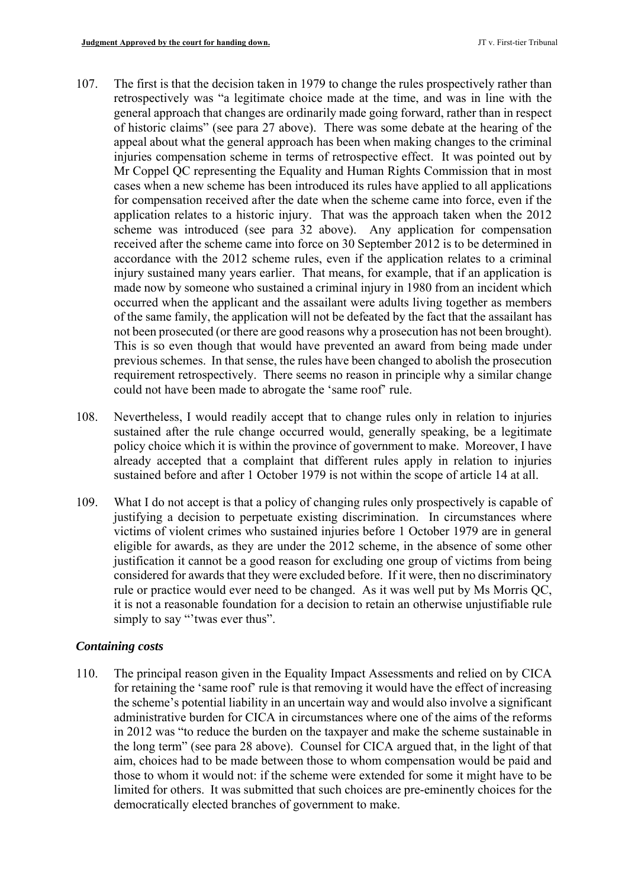107. The first is that the decision taken in 1979 to change the rules prospectively rather than retrospectively was "a legitimate choice made at the time, and was in line with the general approach that changes are ordinarily made going forward, rather than in respect of historic claims" (see para 27 above). There was some debate at the hearing of the appeal about what the general approach has been when making changes to the criminal injuries compensation scheme in terms of retrospective effect. It was pointed out by Mr Coppel QC representing the Equality and Human Rights Commission that in most cases when a new scheme has been introduced its rules have applied to all applications for compensation received after the date when the scheme came into force, even if the application relates to a historic injury. That was the approach taken when the 2012 scheme was introduced (see para 32 above). Any application for compensation received after the scheme came into force on 30 September 2012 is to be determined in accordance with the 2012 scheme rules, even if the application relates to a criminal injury sustained many years earlier. That means, for example, that if an application is made now by someone who sustained a criminal injury in 1980 from an incident which occurred when the applicant and the assailant were adults living together as members of the same family, the application will not be defeated by the fact that the assailant has not been prosecuted (or there are good reasons why a prosecution has not been brought). This is so even though that would have prevented an award from being made under previous schemes. In that sense, the rules have been changed to abolish the prosecution requirement retrospectively. There seems no reason in principle why a similar change could not have been made to abrogate the 'same roof' rule.

108. Nevertheless, I would readily accept that to change rules only in relation to injuries sustained after the rule change occurred would, generally speaking, be a legitimate policy choice which it is within the province of government to make. Moreover, I have already accepted that a complaint that different rules apply in relation to injuries sustained before and after 1 October 1979 is not within the scope of article 14 at all.

109. What I do not accept is that a policy of changing rules only prospectively is capable of justifying a decision to perpetuate existing discrimination. In circumstances where victims of violent crimes who sustained injuries before 1 October 1979 are in general eligible for awards, as they are under the 2012 scheme, in the absence of some other justification it cannot be a good reason for excluding one group of victims from being considered for awards that they were excluded before. If it were, then no discriminatory rule or practice would ever need to be changed. As it was well put by Ms Morris QC, it is not a reasonable foundation for a decision to retain an otherwise unjustifiable rule simply to say "'twas ever thus".

### *Containing costs*

110. The principal reason given in the Equality Impact Assessments and relied on by CICA for retaining the 'same roof' rule is that removing it would have the effect of increasing the scheme's potential liability in an uncertain way and would also involve a significant administrative burden for CICA in circumstances where one of the aims of the reforms in 2012 was "to reduce the burden on the taxpayer and make the scheme sustainable in the long term" (see para 28 above). Counsel for CICA argued that, in the light of that aim, choices had to be made between those to whom compensation would be paid and those to whom it would not: if the scheme were extended for some it might have to be limited for others. It was submitted that such choices are pre-eminently choices for the democratically elected branches of government to make.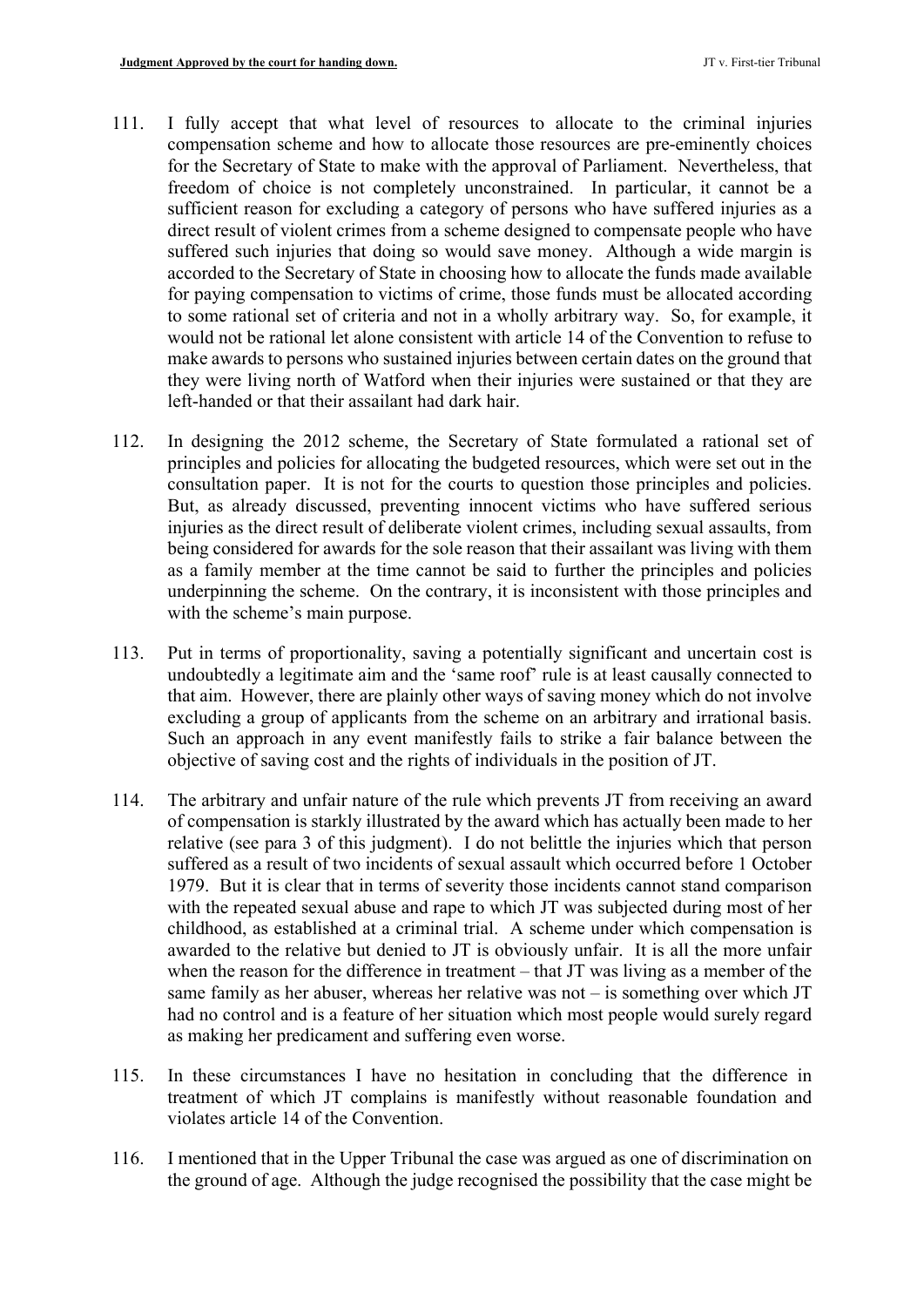111. I fully accept that what level of resources to allocate to the criminal injuries compensation scheme and how to allocate those resources are pre-eminently choices for the Secretary of State to make with the approval of Parliament. Nevertheless, that freedom of choice is not completely unconstrained. In particular, it cannot be a sufficient reason for excluding a category of persons who have suffered injuries as a direct result of violent crimes from a scheme designed to compensate people who have suffered such injuries that doing so would save money. Although a wide margin is accorded to the Secretary of State in choosing how to allocate the funds made available for paying compensation to victims of crime, those funds must be allocated according to some rational set of criteria and not in a wholly arbitrary way. So, for example, it would not be rational let alone consistent with article 14 of the Convention to refuse to make awards to persons who sustained injuries between certain dates on the ground that they were living north of Watford when their injuries were sustained or that they are left-handed or that their assailant had dark hair.

112. In designing the 2012 scheme, the Secretary of State formulated a rational set of principles and policies for allocating the budgeted resources, which were set out in the consultation paper. It is not for the courts to question those principles and policies. But, as already discussed, preventing innocent victims who have suffered serious injuries as the direct result of deliberate violent crimes, including sexual assaults, from being considered for awards for the sole reason that their assailant was living with them as a family member at the time cannot be said to further the principles and policies underpinning the scheme. On the contrary, it is inconsistent with those principles and with the scheme's main purpose.

113. Put in terms of proportionality, saving a potentially significant and uncertain cost is undoubtedly a legitimate aim and the 'same roof' rule is at least causally connected to that aim. However, there are plainly other ways of saving money which do not involve excluding a group of applicants from the scheme on an arbitrary and irrational basis. Such an approach in any event manifestly fails to strike a fair balance between the objective of saving cost and the rights of individuals in the position of JT.

114. The arbitrary and unfair nature of the rule which prevents JT from receiving an award of compensation is starkly illustrated by the award which has actually been made to her relative (see para 3 of this judgment). I do not belittle the injuries which that person suffered as a result of two incidents of sexual assault which occurred before 1 October 1979. But it is clear that in terms of severity those incidents cannot stand comparison with the repeated sexual abuse and rape to which JT was subjected during most of her childhood, as established at a criminal trial. A scheme under which compensation is awarded to the relative but denied to JT is obviously unfair. It is all the more unfair when the reason for the difference in treatment – that JT was living as a member of the same family as her abuser, whereas her relative was not – is something over which JT had no control and is a feature of her situation which most people would surely regard as making her predicament and suffering even worse.

115. In these circumstances I have no hesitation in concluding that the difference in treatment of which JT complains is manifestly without reasonable foundation and violates article 14 of the Convention.

116. I mentioned that in the Upper Tribunal the case was argued as one of discrimination on the ground of age. Although the judge recognised the possibility that the case might be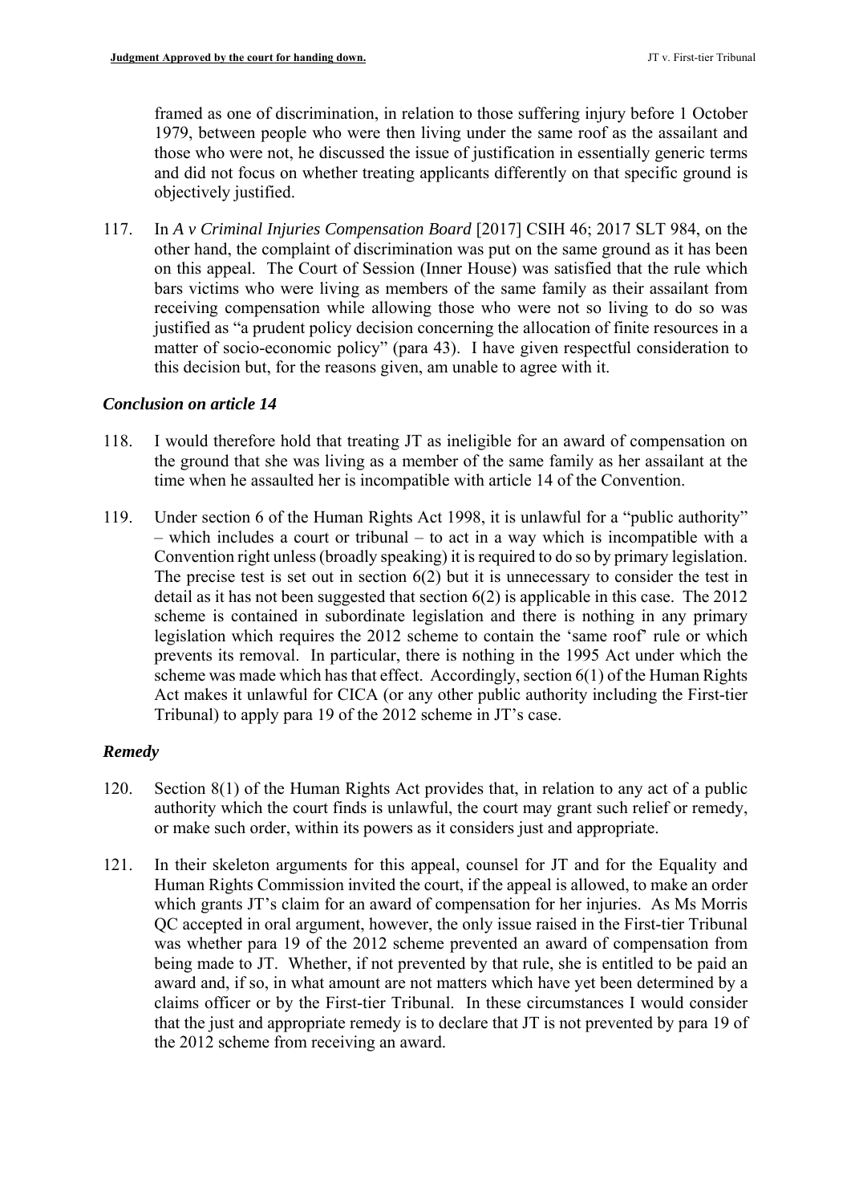framed as one of discrimination, in relation to those suffering injury before 1 October 1979, between people who were then living under the same roof as the assailant and those who were not, he discussed the issue of justification in essentially generic terms and did not focus on whether treating applicants differently on that specific ground is objectively justified.

117. In *A v Criminal Injuries Compensation Board* [2017] CSIH 46; 2017 SLT 984, on the other hand, the complaint of discrimination was put on the same ground as it has been on this appeal. The Court of Session (Inner House) was satisfied that the rule which bars victims who were living as members of the same family as their assailant from receiving compensation while allowing those who were not so living to do so was justified as "a prudent policy decision concerning the allocation of finite resources in a matter of socio-economic policy" (para 43). I have given respectful consideration to this decision but, for the reasons given, am unable to agree with it.

### *Conclusion on article 14*

118. I would therefore hold that treating JT as ineligible for an award of compensation on the ground that she was living as a member of the same family as her assailant at the time when he assaulted her is incompatible with article 14 of the Convention.

119. Under section 6 of the Human Rights Act 1998, it is unlawful for a "public authority" – which includes a court or tribunal – to act in a way which is incompatible with a Convention right unless (broadly speaking) it is required to do so by primary legislation. The precise test is set out in section 6(2) but it is unnecessary to consider the test in detail as it has not been suggested that section 6(2) is applicable in this case. The 2012 scheme is contained in subordinate legislation and there is nothing in any primary legislation which requires the 2012 scheme to contain the 'same roof' rule or which prevents its removal. In particular, there is nothing in the 1995 Act under which the scheme was made which has that effect. Accordingly, section 6(1) of the Human Rights Act makes it unlawful for CICA (or any other public authority including the First-tier Tribunal) to apply para 19 of the 2012 scheme in JT's case.

### *Remedy*

120. Section 8(1) of the Human Rights Act provides that, in relation to any act of a public authority which the court finds is unlawful, the court may grant such relief or remedy, or make such order, within its powers as it considers just and appropriate.

121. In their skeleton arguments for this appeal, counsel for JT and for the Equality and Human Rights Commission invited the court, if the appeal is allowed, to make an order which grants JT's claim for an award of compensation for her injuries. As Ms Morris QC accepted in oral argument, however, the only issue raised in the First-tier Tribunal was whether para 19 of the 2012 scheme prevented an award of compensation from being made to JT. Whether, if not prevented by that rule, she is entitled to be paid an award and, if so, in what amount are not matters which have yet been determined by a claims officer or by the First-tier Tribunal. In these circumstances I would consider that the just and appropriate remedy is to declare that JT is not prevented by para 19 of the 2012 scheme from receiving an award.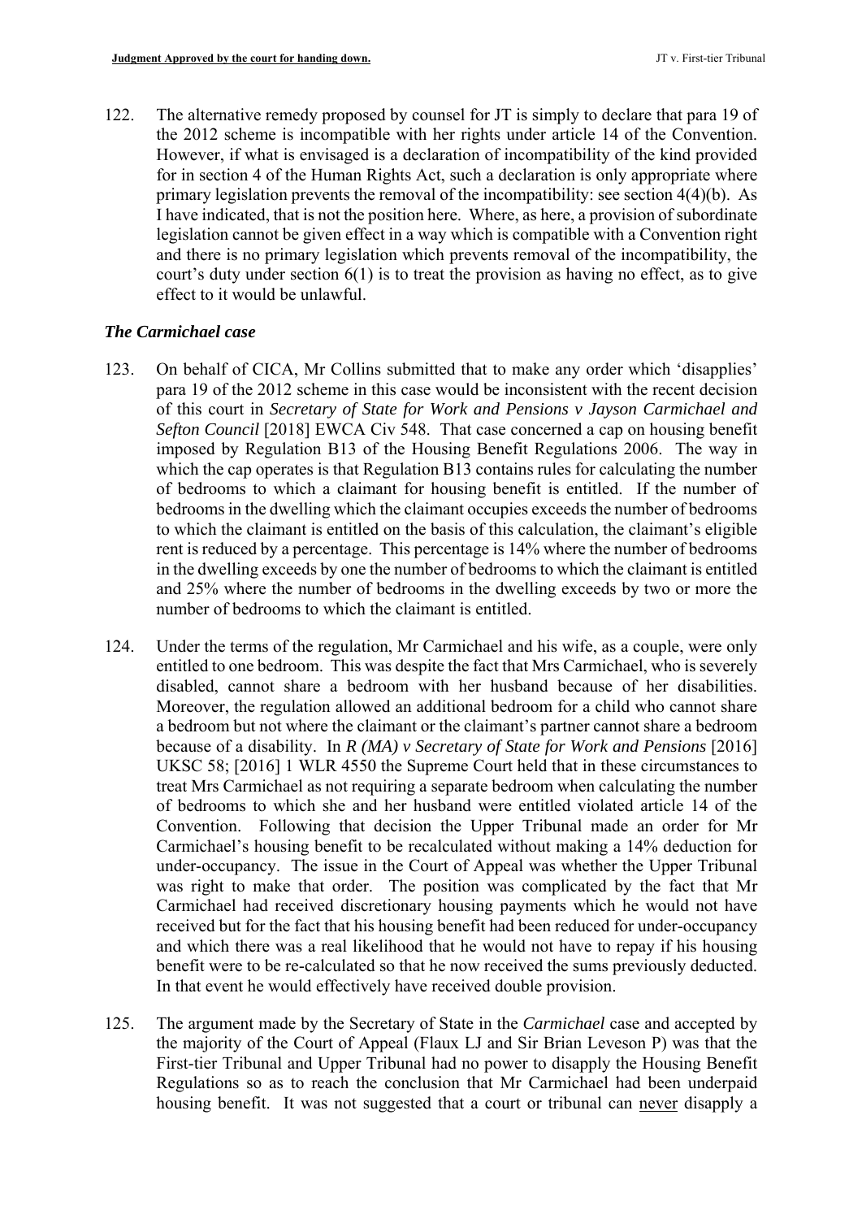122. The alternative remedy proposed by counsel for JT is simply to declare that para 19 of the 2012 scheme is incompatible with her rights under article 14 of the Convention. However, if what is envisaged is a declaration of incompatibility of the kind provided for in section 4 of the Human Rights Act, such a declaration is only appropriate where primary legislation prevents the removal of the incompatibility: see section 4(4)(b). As I have indicated, that is not the position here. Where, as here, a provision of subordinate legislation cannot be given effect in a way which is compatible with a Convention right and there is no primary legislation which prevents removal of the incompatibility, the court's duty under section 6(1) is to treat the provision as having no effect, as to give effect to it would be unlawful.

### *The Carmichael case*

123. On behalf of CICA, Mr Collins submitted that to make any order which 'disapplies' para 19 of the 2012 scheme in this case would be inconsistent with the recent decision of this court in *Secretary of State for Work and Pensions v Jayson Carmichael and Sefton Council* [2018] EWCA Civ 548. That case concerned a cap on housing benefit imposed by Regulation B13 of the Housing Benefit Regulations 2006. The way in which the cap operates is that Regulation B13 contains rules for calculating the number of bedrooms to which a claimant for housing benefit is entitled. If the number of bedrooms in the dwelling which the claimant occupies exceeds the number of bedrooms to which the claimant is entitled on the basis of this calculation, the claimant's eligible rent is reduced by a percentage. This percentage is 14% where the number of bedrooms in the dwelling exceeds by one the number of bedrooms to which the claimant is entitled and 25% where the number of bedrooms in the dwelling exceeds by two or more the number of bedrooms to which the claimant is entitled.

124. Under the terms of the regulation, Mr Carmichael and his wife, as a couple, were only entitled to one bedroom. This was despite the fact that Mrs Carmichael, who is severely disabled, cannot share a bedroom with her husband because of her disabilities. Moreover, the regulation allowed an additional bedroom for a child who cannot share a bedroom but not where the claimant or the claimant's partner cannot share a bedroom because of a disability. In *R (MA) v Secretary of State for Work and Pensions* [2016] UKSC 58; [2016] 1 WLR 4550 the Supreme Court held that in these circumstances to treat Mrs Carmichael as not requiring a separate bedroom when calculating the number of bedrooms to which she and her husband were entitled violated article 14 of the Convention. Following that decision the Upper Tribunal made an order for Mr Carmichael's housing benefit to be recalculated without making a 14% deduction for under-occupancy. The issue in the Court of Appeal was whether the Upper Tribunal was right to make that order. The position was complicated by the fact that Mr Carmichael had received discretionary housing payments which he would not have received but for the fact that his housing benefit had been reduced for under-occupancy and which there was a real likelihood that he would not have to repay if his housing benefit were to be re-calculated so that he now received the sums previously deducted. In that event he would effectively have received double provision.

125. The argument made by the Secretary of State in the *Carmichael* case and accepted by the majority of the Court of Appeal (Flaux LJ and Sir Brian Leveson P) was that the First-tier Tribunal and Upper Tribunal had no power to disapply the Housing Benefit Regulations so as to reach the conclusion that Mr Carmichael had been underpaid housing benefit. It was not suggested that a court or tribunal can <u>never</u> disapply a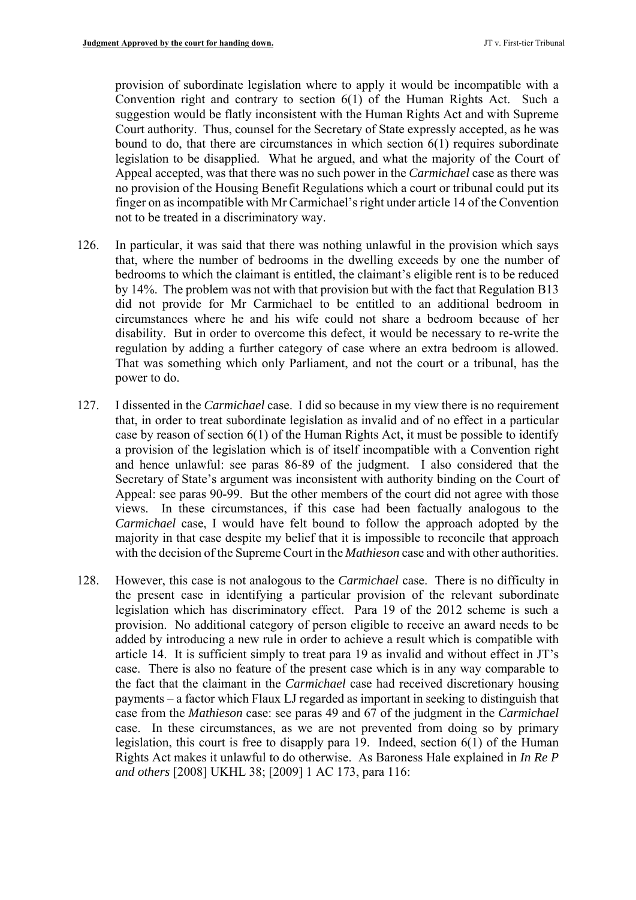provision of subordinate legislation where to apply it would be incompatible with a Convention right and contrary to section 6(1) of the Human Rights Act. Such a suggestion would be flatly inconsistent with the Human Rights Act and with Supreme Court authority. Thus, counsel for the Secretary of State expressly accepted, as he was bound to do, that there are circumstances in which section 6(1) requires subordinate legislation to be disapplied. What he argued, and what the majority of the Court of Appeal accepted, was that there was no such power in the *Carmichael* case as there was no provision of the Housing Benefit Regulations which a court or tribunal could put its finger on as incompatible with Mr Carmichael's right under article 14 of the Convention not to be treated in a discriminatory way.

126. In particular, it was said that there was nothing unlawful in the provision which says that, where the number of bedrooms in the dwelling exceeds by one the number of bedrooms to which the claimant is entitled, the claimant's eligible rent is to be reduced by 14%. The problem was not with that provision but with the fact that Regulation B13 did not provide for Mr Carmichael to be entitled to an additional bedroom in circumstances where he and his wife could not share a bedroom because of her disability. But in order to overcome this defect, it would be necessary to re-write the regulation by adding a further category of case where an extra bedroom is allowed. That was something which only Parliament, and not the court or a tribunal, has the power to do.

127. I dissented in the *Carmichael* case. I did so because in my view there is no requirement that, in order to treat subordinate legislation as invalid and of no effect in a particular case by reason of section 6(1) of the Human Rights Act, it must be possible to identify a provision of the legislation which is of itself incompatible with a Convention right and hence unlawful: see paras 86-89 of the judgment. I also considered that the Secretary of State's argument was inconsistent with authority binding on the Court of Appeal: see paras 90-99. But the other members of the court did not agree with those views. In these circumstances, if this case had been factually analogous to the *Carmichael* case, I would have felt bound to follow the approach adopted by the majority in that case despite my belief that it is impossible to reconcile that approach with the decision of the Supreme Court in the *Mathieson* case and with other authorities.

128. However, this case is not analogous to the *Carmichael* case. There is no difficulty in the present case in identifying a particular provision of the relevant subordinate legislation which has discriminatory effect. Para 19 of the 2012 scheme is such a provision. No additional category of person eligible to receive an award needs to be added by introducing a new rule in order to achieve a result which is compatible with article 14. It is sufficient simply to treat para 19 as invalid and without effect in JT's case. There is also no feature of the present case which is in any way comparable to the fact that the claimant in the *Carmichael* case had received discretionary housing payments – a factor which Flaux LJ regarded as important in seeking to distinguish that case from the *Mathieson* case: see paras 49 and 67 of the judgment in the *Carmichael* case. In these circumstances, as we are not prevented from doing so by primary legislation, this court is free to disapply para 19. Indeed, section 6(1) of the Human Rights Act makes it unlawful to do otherwise. As Baroness Hale explained in *In Re P and others* [2008] UKHL 38; [2009] 1 AC 173, para 116: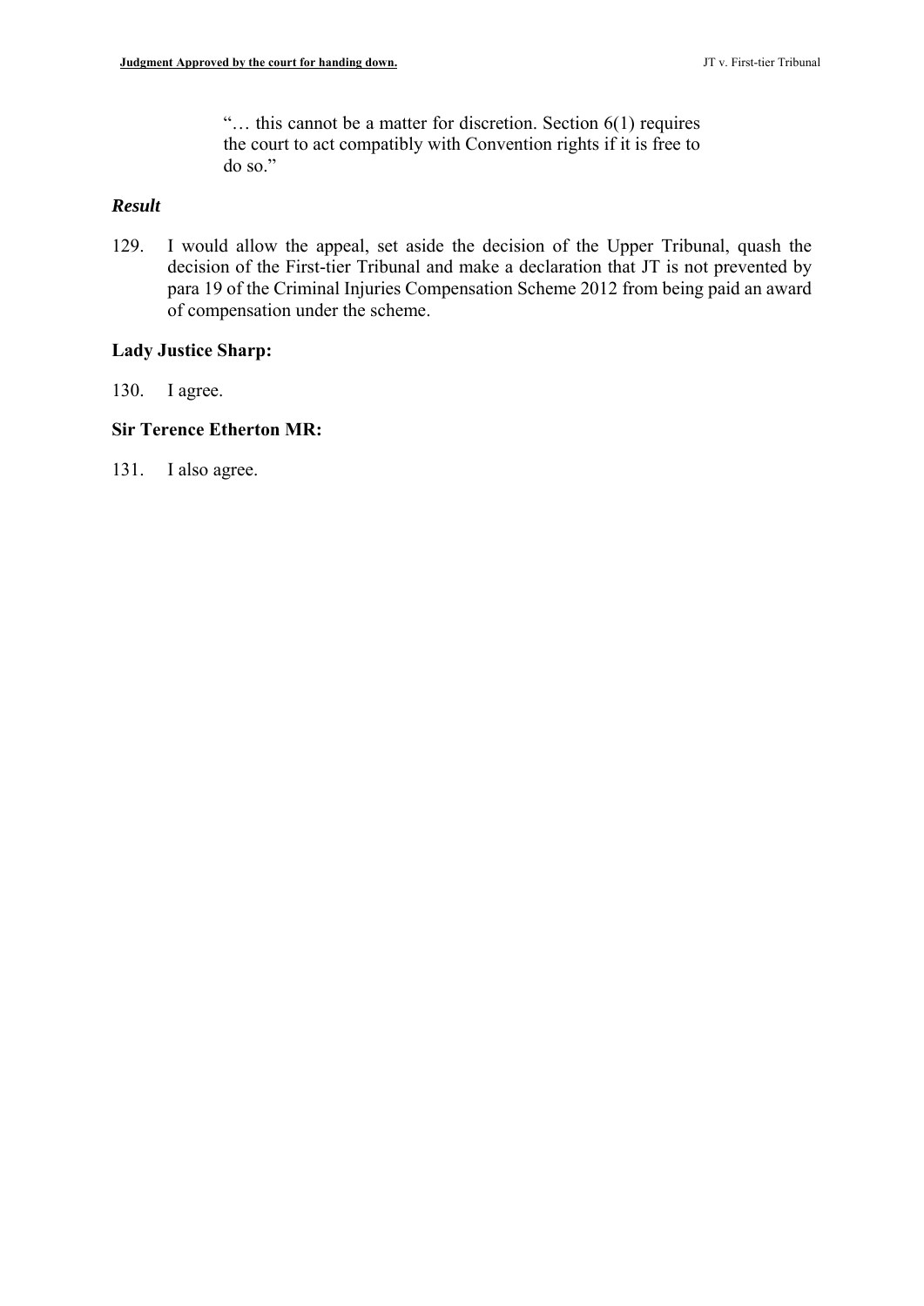> "… this cannot be a matter for discretion. Section 6(1) requires the court to act compatibly with Convention rights if it is free to do so."

### *Result*

129. I would allow the appeal, set aside the decision of the Upper Tribunal, quash the decision of the First-tier Tribunal and make a declaration that JT is not prevented by para 19 of the Criminal Injuries Compensation Scheme 2012 from being paid an award of compensation under the scheme.

### Lady Justice Sharp:

130. I agree.

### Sir Terence Etherton MR:

131. I also agree.